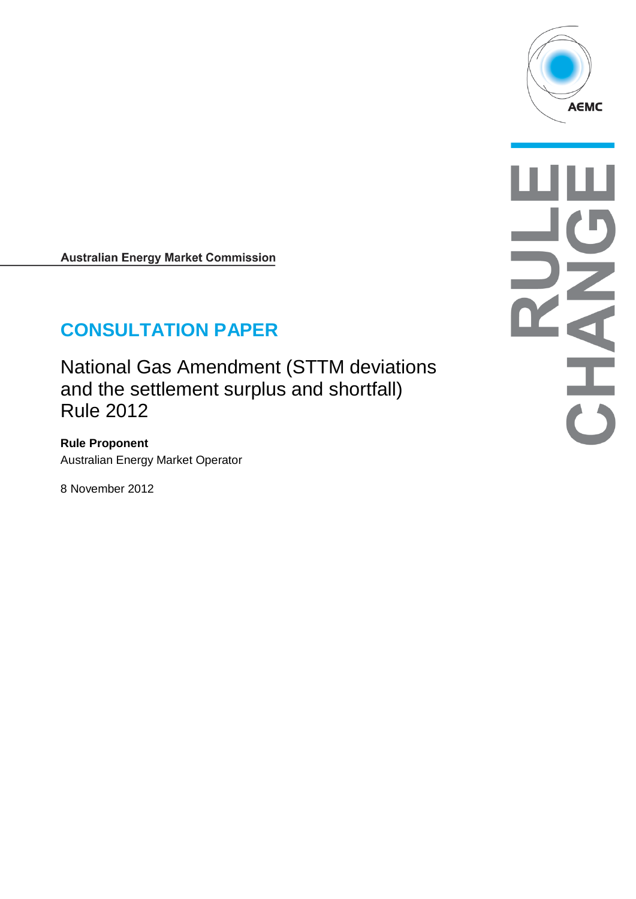Australian Energy Market Commission

# CONSULTATION PAPER

National Gas Amendment (STTM deviations and the settlement surplus and shortfall) Rule 2012

**Rule Proponent**

Australian Energy Market Operator

8 November 2012

RULE CHANGE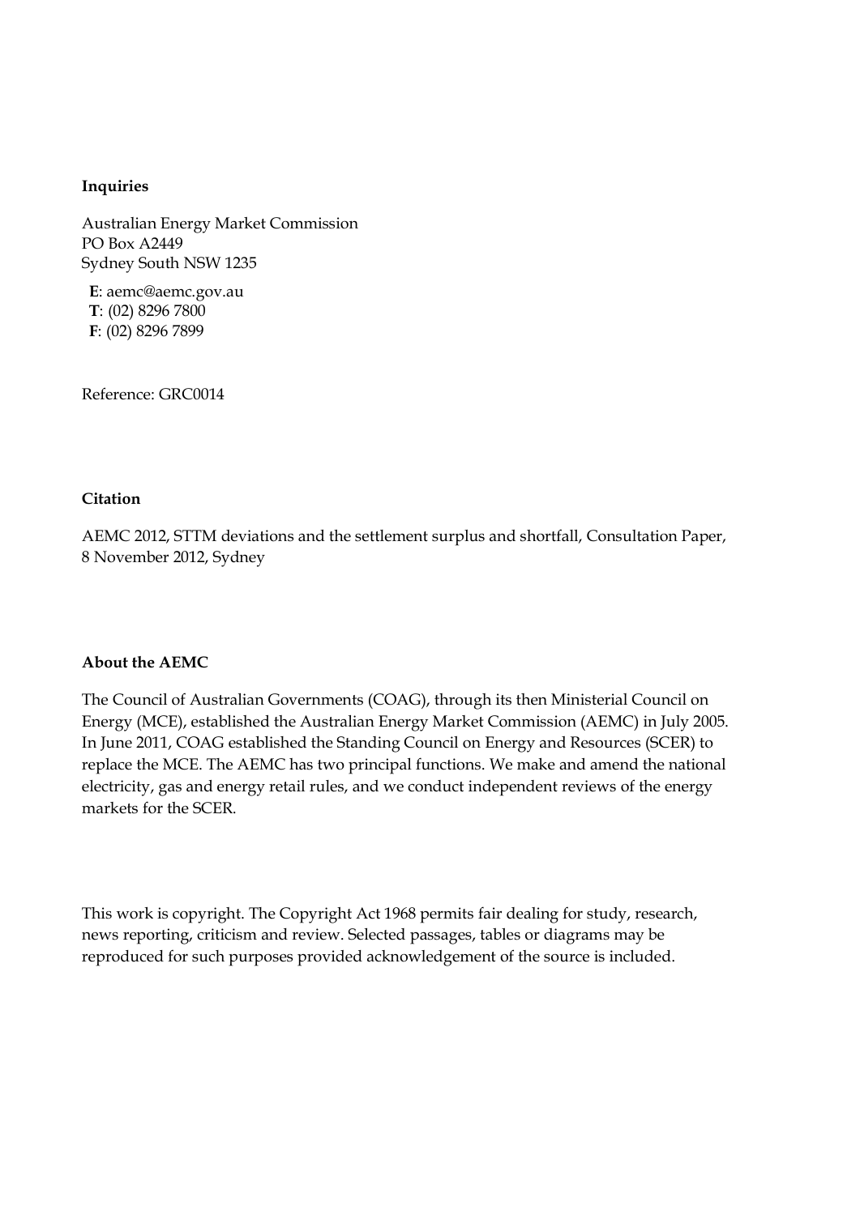**Inquiries**

Australian Energy Market Commission
PO Box A2449
Sydney South NSW 1235

**E**: aemc@aemc.gov.au
**T**: (02) 8296 7800
**F**: (02) 8296 7899

Reference: GRC0014

**Citation**

AEMC 2012, STTM deviations and the settlement surplus and shortfall, Consultation Paper, 8 November 2012, Sydney

**About the AEMC**

The Council of Australian Governments (COAG), through its then Ministerial Council on Energy (MCE), established the Australian Energy Market Commission (AEMC) in July 2005. In June 2011, COAG established the Standing Council on Energy and Resources (SCER) to replace the MCE. The AEMC has two principal functions. We make and amend the national electricity, gas and energy retail rules, and we conduct independent reviews of the energy markets for the SCER.

This work is copyright. The Copyright Act 1968 permits fair dealing for study, research, news reporting, criticism and review. Selected passages, tables or diagrams may be reproduced for such purposes provided acknowledgement of the source is included.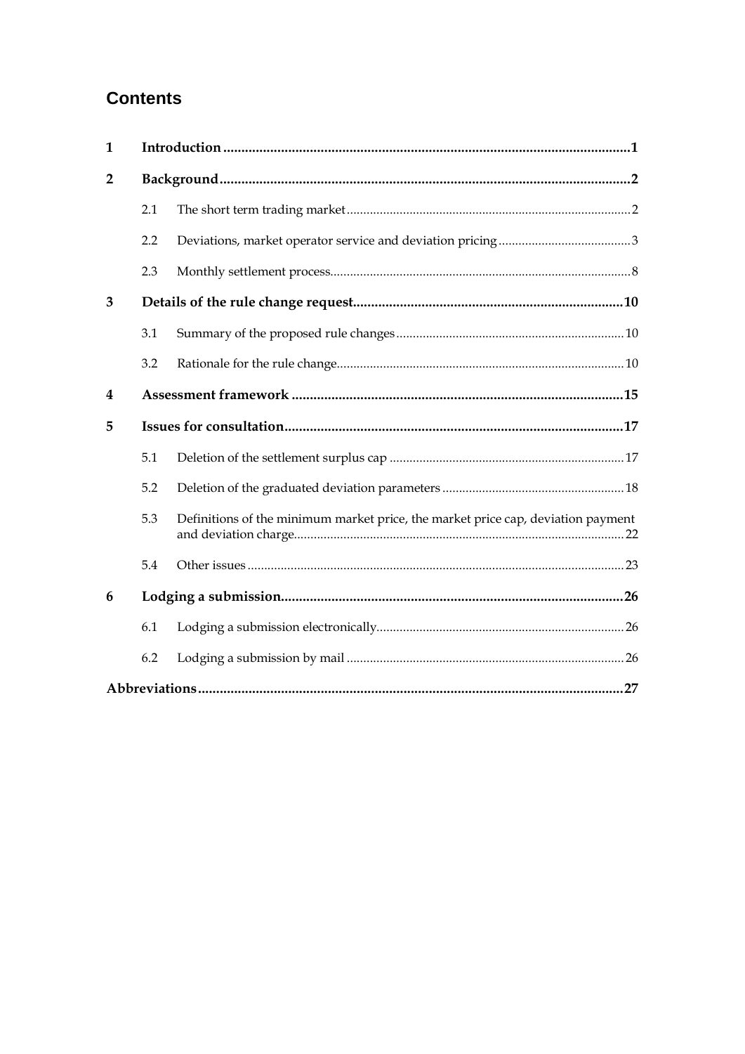# Contents

| | | |
|---|---|---|
| **1** | **Introduction** | **1** |
| **2** | **Background** | **2** |
| 2.1 | The short term trading market | 2 |
| 2.2 | Deviations, market operator service and deviation pricing | 3 |
| 2.3 | Monthly settlement process | 8 |
| **3** | **Details of the rule change request** | **10** |
| 3.1 | Summary of the proposed rule changes | 10 |
| 3.2 | Rationale for the rule change | 10 |
| **4** | **Assessment framework** | **15** |
| **5** | **Issues for consultation** | **17** |
| 5.1 | Deletion of the settlement surplus cap | 17 |
| 5.2 | Deletion of the graduated deviation parameters | 18 |
| 5.3 | Definitions of the minimum market price, the market price cap, deviation payment and deviation charge | 22 |
| 5.4 | Other issues | 23 |
| **6** | **Lodging a submission** | **26** |
| 6.1 | Lodging a submission electronically | 26 |
| 6.2 | Lodging a submission by mail | 26 |
| **Abbreviations** | | **27** |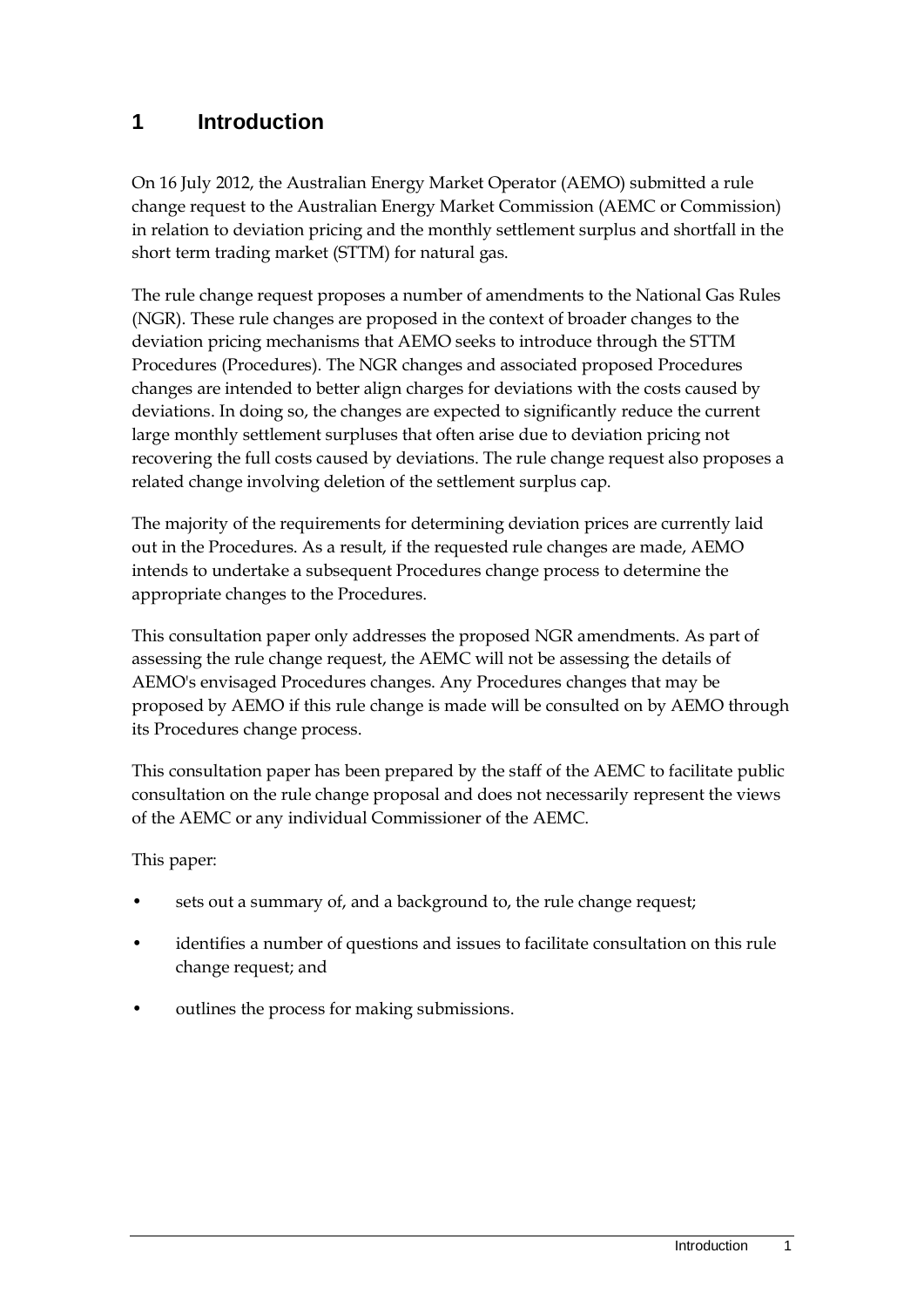# 1 Introduction

On 16 July 2012, the Australian Energy Market Operator (AEMO) submitted a rule change request to the Australian Energy Market Commission (AEMC or Commission) in relation to deviation pricing and the monthly settlement surplus and shortfall in the short term trading market (STTM) for natural gas.

The rule change request proposes a number of amendments to the National Gas Rules (NGR). These rule changes are proposed in the context of broader changes to the deviation pricing mechanisms that AEMO seeks to introduce through the STTM Procedures (Procedures). The NGR changes and associated proposed Procedures changes are intended to better align charges for deviations with the costs caused by deviations. In doing so, the changes are expected to significantly reduce the current large monthly settlement surpluses that often arise due to deviation pricing not recovering the full costs caused by deviations. The rule change request also proposes a related change involving deletion of the settlement surplus cap.

The majority of the requirements for determining deviation prices are currently laid out in the Procedures. As a result, if the requested rule changes are made, AEMO intends to undertake a subsequent Procedures change process to determine the appropriate changes to the Procedures.

This consultation paper only addresses the proposed NGR amendments. As part of assessing the rule change request, the AEMC will not be assessing the details of AEMO's envisaged Procedures changes. Any Procedures changes that may be proposed by AEMO if this rule change is made will be consulted on by AEMO through its Procedures change process.

This consultation paper has been prepared by the staff of the AEMC to facilitate public consultation on the rule change proposal and does not necessarily represent the views of the AEMC or any individual Commissioner of the AEMC.

This paper:

- sets out a summary of, and a background to, the rule change request;
- identifies a number of questions and issues to facilitate consultation on this rule change request; and
- outlines the process for making submissions.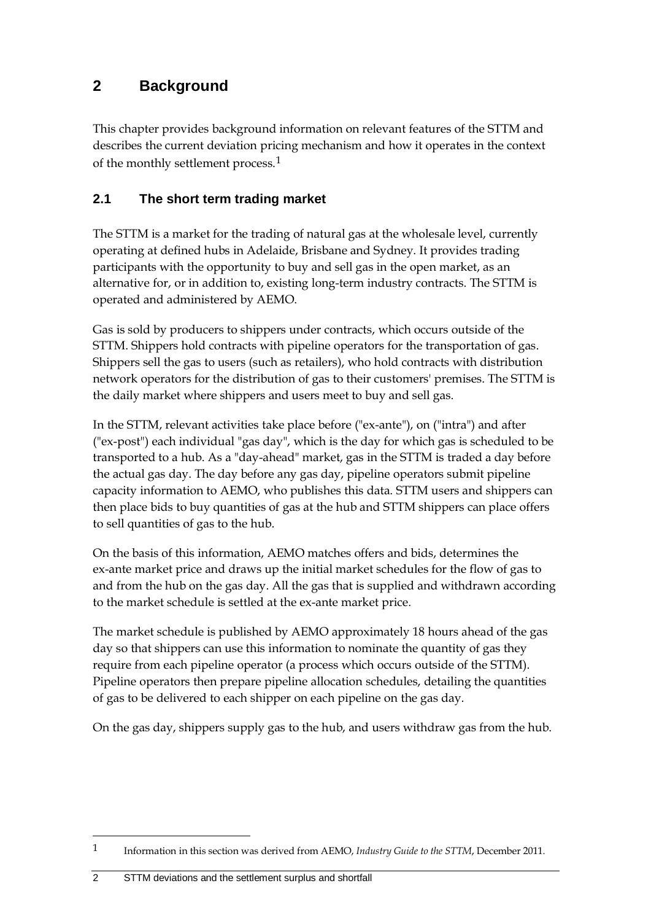# 2 Background

This chapter provides background information on relevant features of the STTM and describes the current deviation pricing mechanism and how it operates in the context of the monthly settlement process.[1]

## 2.1 The short term trading market

The STTM is a market for the trading of natural gas at the wholesale level, currently operating at defined hubs in Adelaide, Brisbane and Sydney. It provides trading participants with the opportunity to buy and sell gas in the open market, as an alternative for, or in addition to, existing long-term industry contracts. The STTM is operated and administered by AEMO.

Gas is sold by producers to shippers under contracts, which occurs outside of the STTM. Shippers hold contracts with pipeline operators for the transportation of gas. Shippers sell the gas to users (such as retailers), who hold contracts with distribution network operators for the distribution of gas to their customers' premises. The STTM is the daily market where shippers and users meet to buy and sell gas.

In the STTM, relevant activities take place before ("ex-ante"), on ("intra") and after ("ex-post") each individual "gas day", which is the day for which gas is scheduled to be transported to a hub. As a "day-ahead" market, gas in the STTM is traded a day before the actual gas day. The day before any gas day, pipeline operators submit pipeline capacity information to AEMO, who publishes this data. STTM users and shippers can then place bids to buy quantities of gas at the hub and STTM shippers can place offers to sell quantities of gas to the hub.

On the basis of this information, AEMO matches offers and bids, determines the ex-ante market price and draws up the initial market schedules for the flow of gas to and from the hub on the gas day. All the gas that is supplied and withdrawn according to the market schedule is settled at the ex-ante market price.

The market schedule is published by AEMO approximately 18 hours ahead of the gas day so that shippers can use this information to nominate the quantity of gas they require from each pipeline operator (a process which occurs outside of the STTM). Pipeline operators then prepare pipeline allocation schedules, detailing the quantities of gas to be delivered to each shipper on each pipeline on the gas day.

On the gas day, shippers supply gas to the hub, and users withdraw gas from the hub.

---

[1] Information in this section was derived from AEMO, *Industry Guide to the STTM*, December 2011.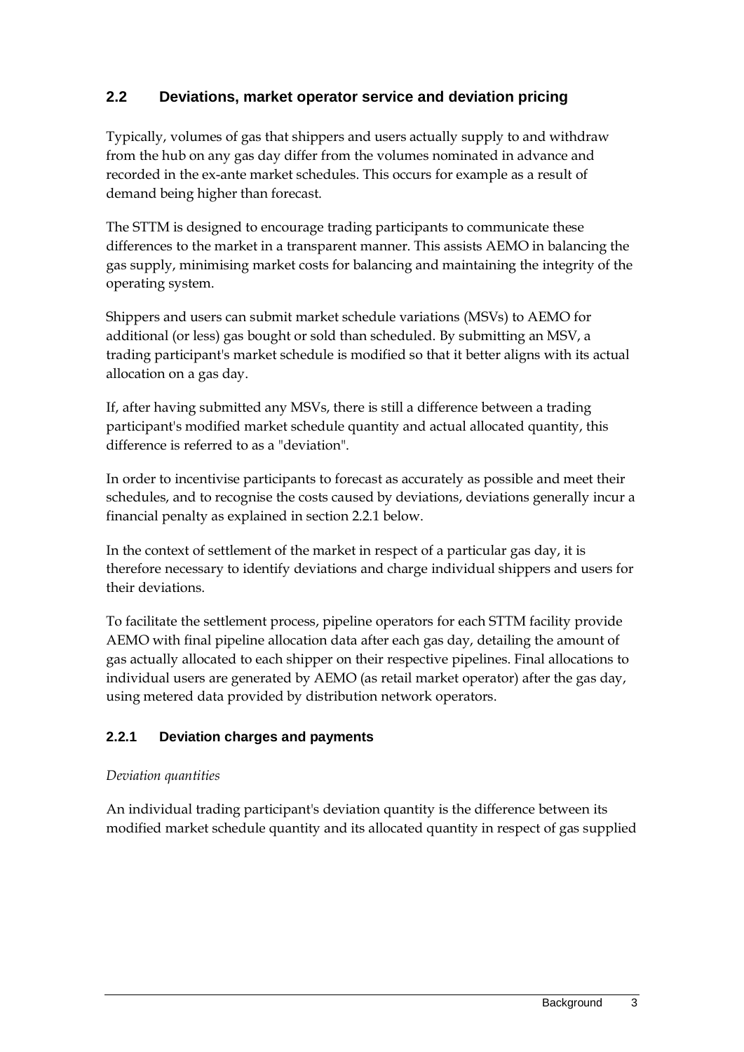## 2.2 Deviations, market operator service and deviation pricing

Typically, volumes of gas that shippers and users actually supply to and withdraw from the hub on any gas day differ from the volumes nominated in advance and recorded in the ex-ante market schedules. This occurs for example as a result of demand being higher than forecast.

The STTM is designed to encourage trading participants to communicate these differences to the market in a transparent manner. This assists AEMO in balancing the gas supply, minimising market costs for balancing and maintaining the integrity of the operating system.

Shippers and users can submit market schedule variations (MSVs) to AEMO for additional (or less) gas bought or sold than scheduled. By submitting an MSV, a trading participant's market schedule is modified so that it better aligns with its actual allocation on a gas day.

If, after having submitted any MSVs, there is still a difference between a trading participant's modified market schedule quantity and actual allocated quantity, this difference is referred to as a "deviation".

In order to incentivise participants to forecast as accurately as possible and meet their schedules, and to recognise the costs caused by deviations, deviations generally incur a financial penalty as explained in section 2.2.1 below.

In the context of settlement of the market in respect of a particular gas day, it is therefore necessary to identify deviations and charge individual shippers and users for their deviations.

To facilitate the settlement process, pipeline operators for each STTM facility provide AEMO with final pipeline allocation data after each gas day, detailing the amount of gas actually allocated to each shipper on their respective pipelines. Final allocations to individual users are generated by AEMO (as retail market operator) after the gas day, using metered data provided by distribution network operators.

### 2.2.1 Deviation charges and payments

*Deviation quantities*

An individual trading participant's deviation quantity is the difference between its modified market schedule quantity and its allocated quantity in respect of gas supplied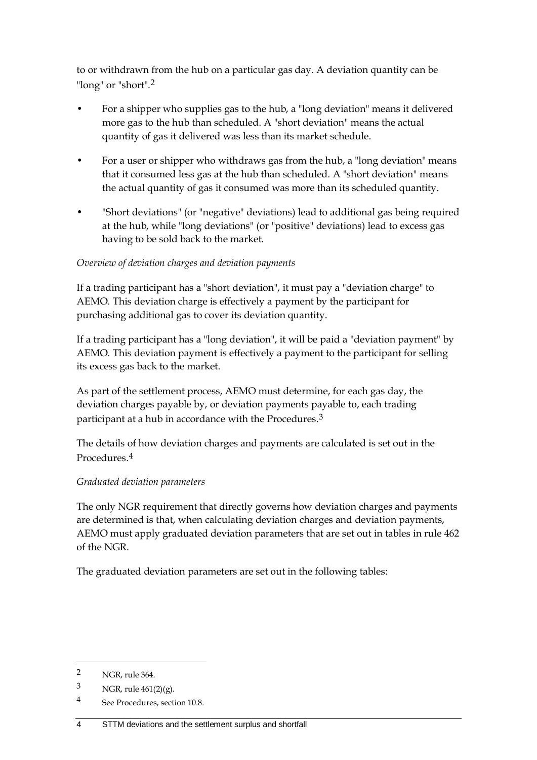to or withdrawn from the hub on a particular gas day. A deviation quantity can be "long" or "short".[2]

- For a shipper who supplies gas to the hub, a "long deviation" means it delivered more gas to the hub than scheduled. A "short deviation" means the actual quantity of gas it delivered was less than its market schedule.
- For a user or shipper who withdraws gas from the hub, a "long deviation" means that it consumed less gas at the hub than scheduled. A "short deviation" means the actual quantity of gas it consumed was more than its scheduled quantity.
- "Short deviations" (or "negative" deviations) lead to additional gas being required at the hub, while "long deviations" (or "positive" deviations) lead to excess gas having to be sold back to the market.

*Overview of deviation charges and deviation payments*

If a trading participant has a "short deviation", it must pay a "deviation charge" to AEMO. This deviation charge is effectively a payment by the participant for purchasing additional gas to cover its deviation quantity.

If a trading participant has a "long deviation", it will be paid a "deviation payment" by AEMO. This deviation payment is effectively a payment to the participant for selling its excess gas back to the market.

As part of the settlement process, AEMO must determine, for each gas day, the deviation charges payable by, or deviation payments payable to, each trading participant at a hub in accordance with the Procedures.[3]

The details of how deviation charges and payments are calculated is set out in the Procedures.[4]

*Graduated deviation parameters*

The only NGR requirement that directly governs how deviation charges and payments are determined is that, when calculating deviation charges and deviation payments, AEMO must apply graduated deviation parameters that are set out in tables in rule 462 of the NGR.

The graduated deviation parameters are set out in the following tables:

---

2 NGR, rule 364.

3 NGR, rule 461(2)(g).

4 See Procedures, section 10.8.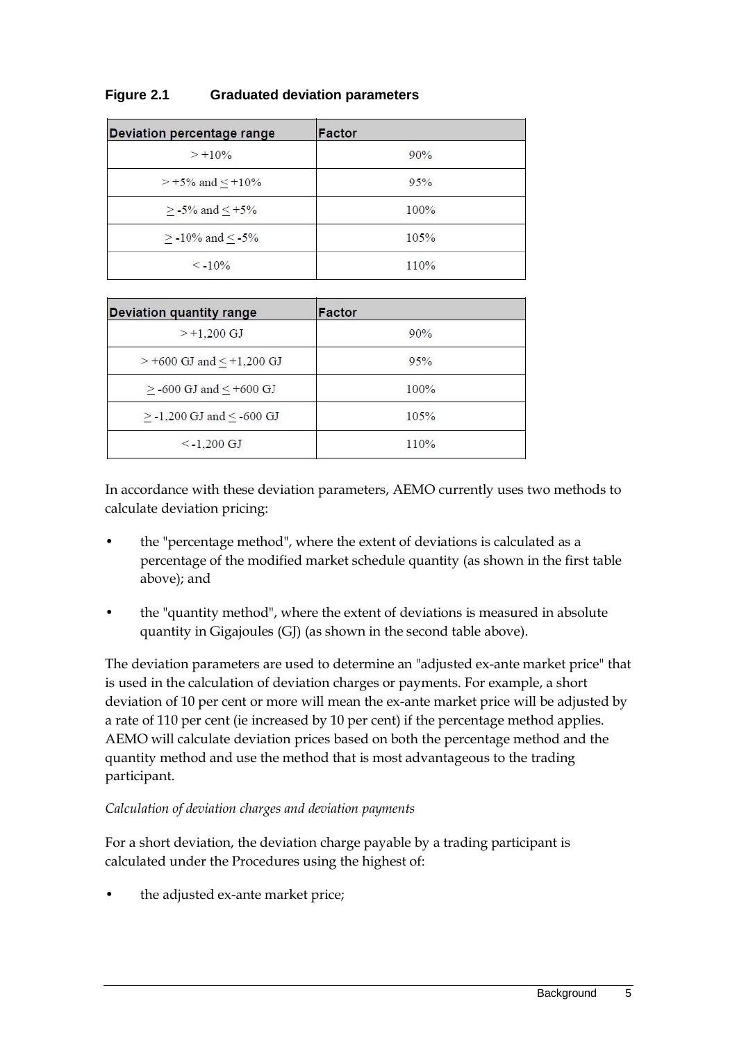**Figure 2.1 Graduated deviation parameters**

| Deviation percentage range | Factor |
|---|---|
| > +10% | 90% |
| > +5% and ≤ +10% | 95% |
| ≥ -5% and ≤ +5% | 100% |
| ≥ -10% and ≤ -5% | 105% |
| < -10% | 110% |

| Deviation quantity range | Factor |
|---|---|
| > +1,200 GJ | 90% |
| > +600 GJ and ≤ +1,200 GJ | 95% |
| ≥ -600 GJ and ≤ +600 GJ | 100% |
| ≥ -1,200 GJ and ≤ -600 GJ | 105% |
| < -1,200 GJ | 110% |

In accordance with these deviation parameters, AEMO currently uses two methods to calculate deviation pricing:

- the "percentage method", where the extent of deviations is calculated as a percentage of the modified market schedule quantity (as shown in the first table above); and
- the "quantity method", where the extent of deviations is measured in absolute quantity in Gigajoules (GJ) (as shown in the second table above).

The deviation parameters are used to determine an "adjusted ex-ante market price" that is used in the calculation of deviation charges or payments. For example, a short deviation of 10 per cent or more will mean the ex-ante market price will be adjusted by a rate of 110 per cent (ie increased by 10 per cent) if the percentage method applies. AEMO will calculate deviation prices based on both the percentage method and the quantity method and use the method that is most advantageous to the trading participant.

*Calculation of deviation charges and deviation payments*

For a short deviation, the deviation charge payable by a trading participant is calculated under the Procedures using the highest of:

- the adjusted ex-ante market price;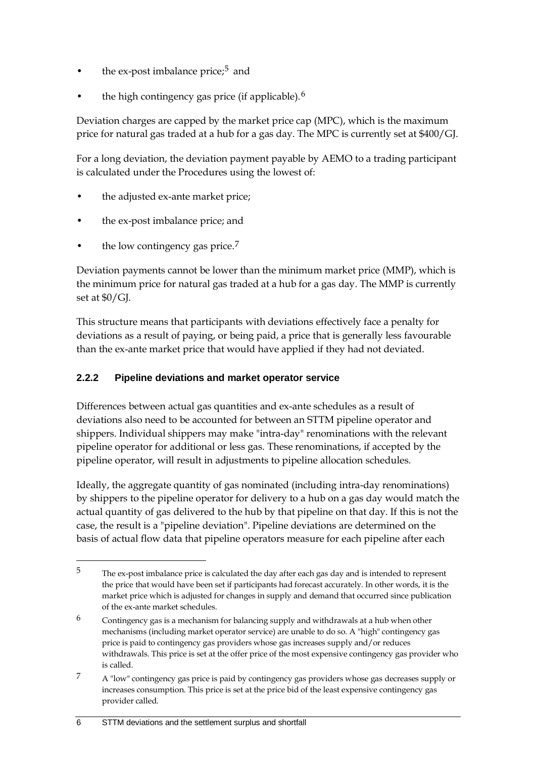- the ex-post imbalance price;[5] and
- the high contingency gas price (if applicable).[6]

Deviation charges are capped by the market price cap (MPC), which is the maximum price for natural gas traded at a hub for a gas day. The MPC is currently set at $400/GJ.

For a long deviation, the deviation payment payable by AEMO to a trading participant is calculated under the Procedures using the lowest of:

- the adjusted ex-ante market price;
- the ex-post imbalance price; and
- the low contingency gas price.[7]

Deviation payments cannot be lower than the minimum market price (MMP), which is the minimum price for natural gas traded at a hub for a gas day. The MMP is currently set at $0/GJ.

This structure means that participants with deviations effectively face a penalty for deviations as a result of paying, or being paid, a price that is generally less favourable than the ex-ante market price that would have applied if they had not deviated.

### 2.2.2 Pipeline deviations and market operator service

Differences between actual gas quantities and ex-ante schedules as a result of deviations also need to be accounted for between an STTM pipeline operator and shippers. Individual shippers may make "intra-day" renominations with the relevant pipeline operator for additional or less gas. These renominations, if accepted by the pipeline operator, will result in adjustments to pipeline allocation schedules.

Ideally, the aggregate quantity of gas nominated (including intra-day renominations) by shippers to the pipeline operator for delivery to a hub on a gas day would match the actual quantity of gas delivered to the hub by that pipeline on that day. If this is not the case, the result is a "pipeline deviation". Pipeline deviations are determined on the basis of actual flow data that pipeline operators measure for each pipeline after each

---

[5] The ex-post imbalance price is calculated the day after each gas day and is intended to represent the price that would have been set if participants had forecast accurately. In other words, it is the market price which is adjusted for changes in supply and demand that occurred since publication of the ex-ante market schedules.

[6] Contingency gas is a mechanism for balancing supply and withdrawals at a hub when other mechanisms (including market operator service) are unable to do so. A "high" contingency gas price is paid to contingency gas providers whose gas increases supply and/or reduces withdrawals. This price is set at the offer price of the most expensive contingency gas provider who is called.

[7] A "low" contingency gas price is paid by contingency gas providers whose gas decreases supply or increases consumption. This price is set at the price bid of the least expensive contingency gas provider called.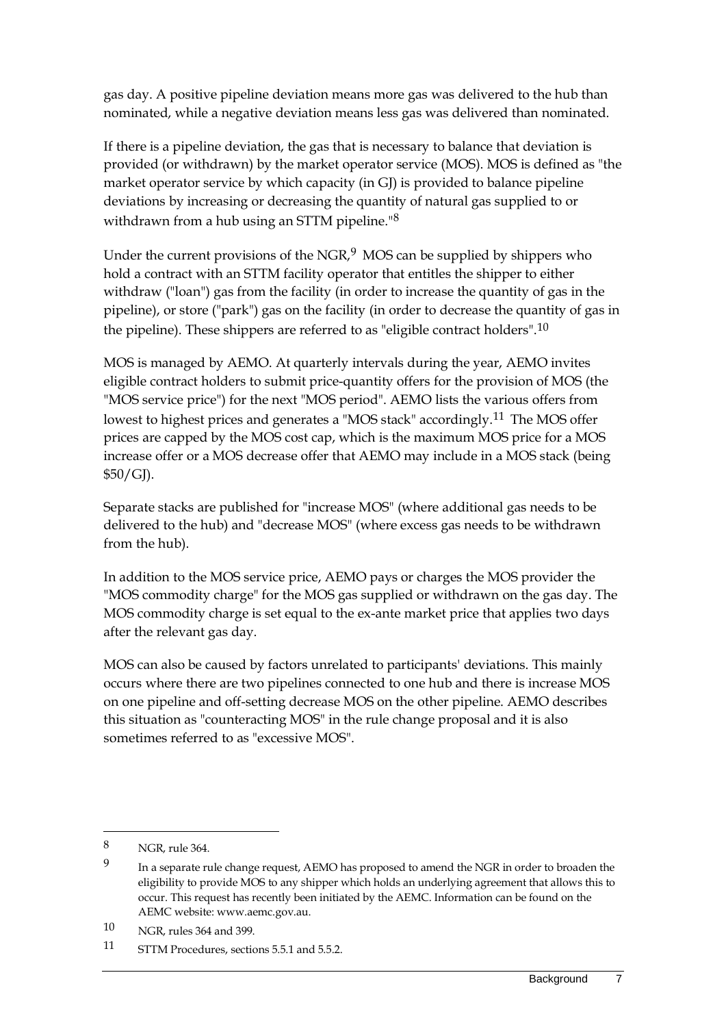gas day. A positive pipeline deviation means more gas was delivered to the hub than nominated, while a negative deviation means less gas was delivered than nominated.

If there is a pipeline deviation, the gas that is necessary to balance that deviation is provided (or withdrawn) by the market operator service (MOS). MOS is defined as "the market operator service by which capacity (in GJ) is provided to balance pipeline deviations by increasing or decreasing the quantity of natural gas supplied to or withdrawn from a hub using an STTM pipeline."[8]

Under the current provisions of the NGR,[9] MOS can be supplied by shippers who hold a contract with an STTM facility operator that entitles the shipper to either withdraw ("loan") gas from the facility (in order to increase the quantity of gas in the pipeline), or store ("park") gas on the facility (in order to decrease the quantity of gas in the pipeline). These shippers are referred to as "eligible contract holders".[10]

MOS is managed by AEMO. At quarterly intervals during the year, AEMO invites eligible contract holders to submit price-quantity offers for the provision of MOS (the "MOS service price") for the next "MOS period". AEMO lists the various offers from lowest to highest prices and generates a "MOS stack" accordingly.[11] The MOS offer prices are capped by the MOS cost cap, which is the maximum MOS price for a MOS increase offer or a MOS decrease offer that AEMO may include in a MOS stack (being $50/GJ).

Separate stacks are published for "increase MOS" (where additional gas needs to be delivered to the hub) and "decrease MOS" (where excess gas needs to be withdrawn from the hub).

In addition to the MOS service price, AEMO pays or charges the MOS provider the "MOS commodity charge" for the MOS gas supplied or withdrawn on the gas day. The MOS commodity charge is set equal to the ex-ante market price that applies two days after the relevant gas day.

MOS can also be caused by factors unrelated to participants' deviations. This mainly occurs where there are two pipelines connected to one hub and there is increase MOS on one pipeline and off-setting decrease MOS on the other pipeline. AEMO describes this situation as "counteracting MOS" in the rule change proposal and it is also sometimes referred to as "excessive MOS".

---

8 NGR, rule 364.

9 In a separate rule change request, AEMO has proposed to amend the NGR in order to broaden the eligibility to provide MOS to any shipper which holds an underlying agreement that allows this to occur. This request has recently been initiated by the AEMC. Information can be found on the AEMC website: www.aemc.gov.au.

10 NGR, rules 364 and 399.

11 STTM Procedures, sections 5.5.1 and 5.5.2.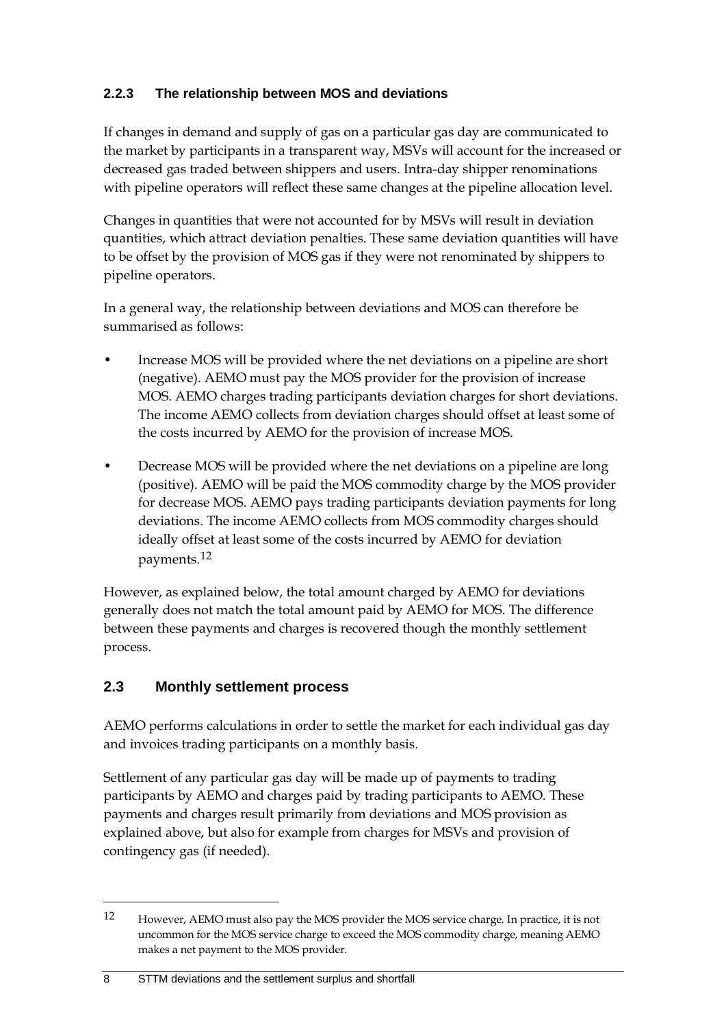### 2.2.3 The relationship between MOS and deviations

If changes in demand and supply of gas on a particular gas day are communicated to the market by participants in a transparent way, MSVs will account for the increased or decreased gas traded between shippers and users. Intra-day shipper renominations with pipeline operators will reflect these same changes at the pipeline allocation level.

Changes in quantities that were not accounted for by MSVs will result in deviation quantities, which attract deviation penalties. These same deviation quantities will have to be offset by the provision of MOS gas if they were not renominated by shippers to pipeline operators.

In a general way, the relationship between deviations and MOS can therefore be summarised as follows:

- Increase MOS will be provided where the net deviations on a pipeline are short (negative). AEMO must pay the MOS provider for the provision of increase MOS. AEMO charges trading participants deviation charges for short deviations. The income AEMO collects from deviation charges should offset at least some of the costs incurred by AEMO for the provision of increase MOS.
- Decrease MOS will be provided where the net deviations on a pipeline are long (positive). AEMO will be paid the MOS commodity charge by the MOS provider for decrease MOS. AEMO pays trading participants deviation payments for long deviations. The income AEMO collects from MOS commodity charges should ideally offset at least some of the costs incurred by AEMO for deviation payments.[12]

However, as explained below, the total amount charged by AEMO for deviations generally does not match the total amount paid by AEMO for MOS. The difference between these payments and charges is recovered though the monthly settlement process.

## 2.3 Monthly settlement process

AEMO performs calculations in order to settle the market for each individual gas day and invoices trading participants on a monthly basis.

Settlement of any particular gas day will be made up of payments to trading participants by AEMO and charges paid by trading participants to AEMO. These payments and charges result primarily from deviations and MOS provision as explained above, but also for example from charges for MSVs and provision of contingency gas (if needed).

---

[12] However, AEMO must also pay the MOS provider the MOS service charge. In practice, it is not uncommon for the MOS service charge to exceed the MOS commodity charge, meaning AEMO makes a net payment to the MOS provider.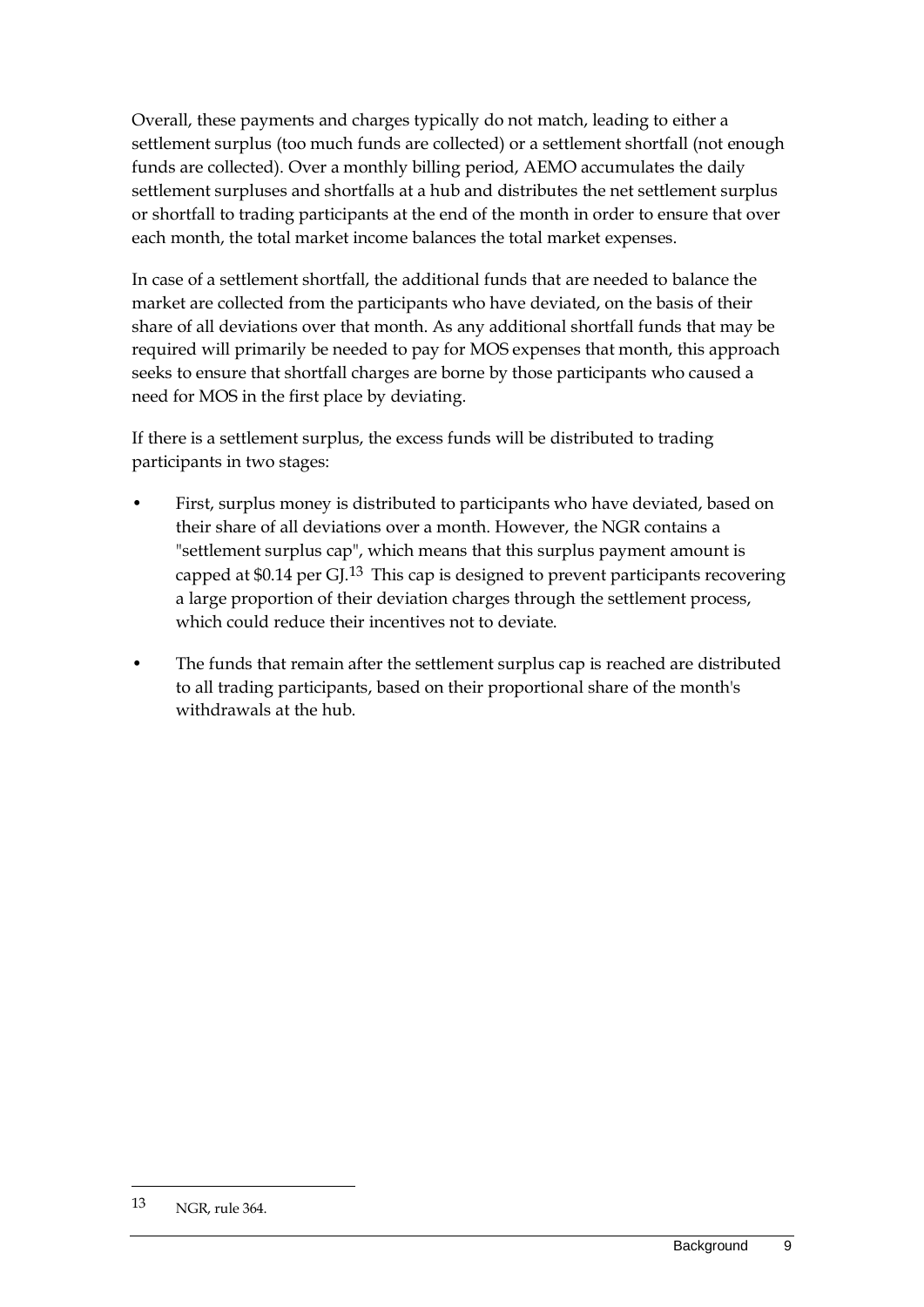Overall, these payments and charges typically do not match, leading to either a settlement surplus (too much funds are collected) or a settlement shortfall (not enough funds are collected). Over a monthly billing period, AEMO accumulates the daily settlement surpluses and shortfalls at a hub and distributes the net settlement surplus or shortfall to trading participants at the end of the month in order to ensure that over each month, the total market income balances the total market expenses.

In case of a settlement shortfall, the additional funds that are needed to balance the market are collected from the participants who have deviated, on the basis of their share of all deviations over that month. As any additional shortfall funds that may be required will primarily be needed to pay for MOS expenses that month, this approach seeks to ensure that shortfall charges are borne by those participants who caused a need for MOS in the first place by deviating.

If there is a settlement surplus, the excess funds will be distributed to trading participants in two stages:

- First, surplus money is distributed to participants who have deviated, based on their share of all deviations over a month. However, the NGR contains a "settlement surplus cap", which means that this surplus payment amount is capped at $0.14 per GJ.[13] This cap is designed to prevent participants recovering a large proportion of their deviation charges through the settlement process, which could reduce their incentives not to deviate.
- The funds that remain after the settlement surplus cap is reached are distributed to all trading participants, based on their proportional share of the month's withdrawals at the hub.

[13] NGR, rule 364.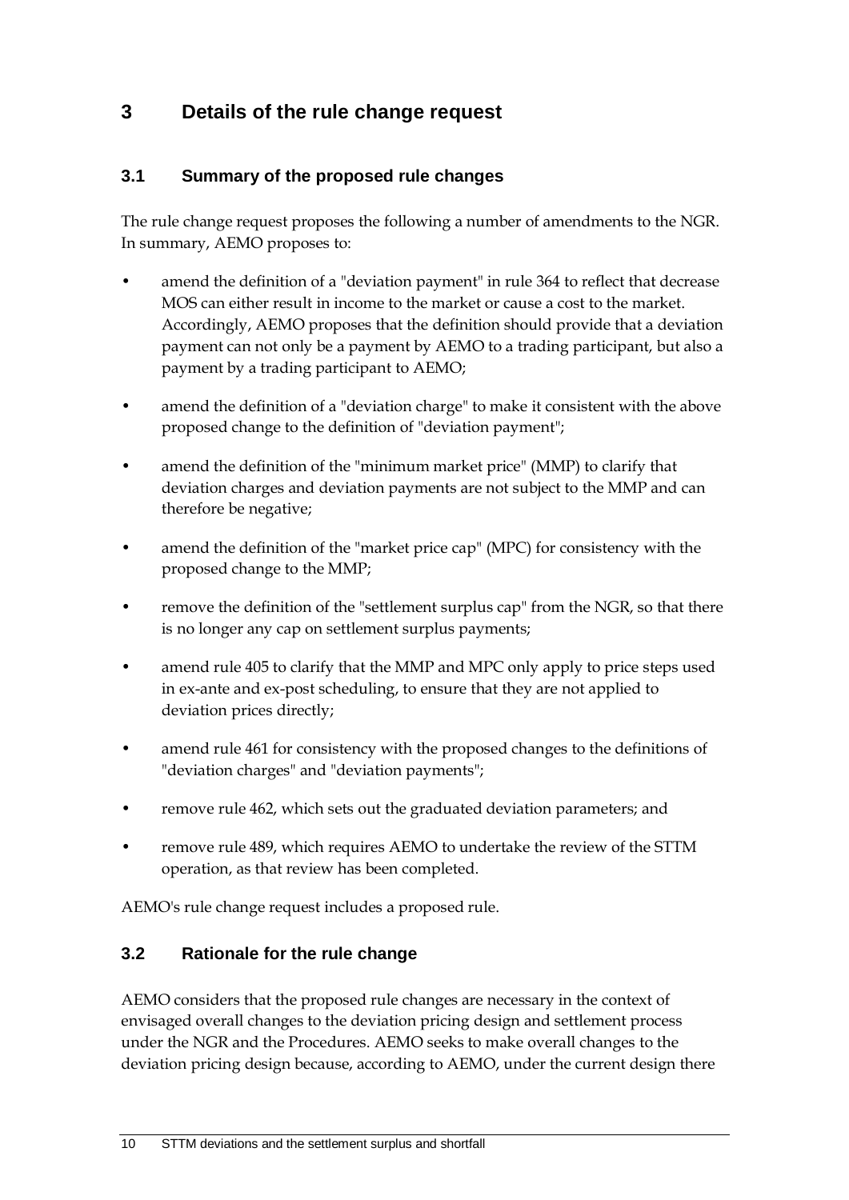# 3 Details of the rule change request

## 3.1 Summary of the proposed rule changes

The rule change request proposes the following a number of amendments to the NGR. In summary, AEMO proposes to:

- amend the definition of a "deviation payment" in rule 364 to reflect that decrease MOS can either result in income to the market or cause a cost to the market. Accordingly, AEMO proposes that the definition should provide that a deviation payment can not only be a payment by AEMO to a trading participant, but also a payment by a trading participant to AEMO;
- amend the definition of a "deviation charge" to make it consistent with the above proposed change to the definition of "deviation payment";
- amend the definition of the "minimum market price" (MMP) to clarify that deviation charges and deviation payments are not subject to the MMP and can therefore be negative;
- amend the definition of the "market price cap" (MPC) for consistency with the proposed change to the MMP;
- remove the definition of the "settlement surplus cap" from the NGR, so that there is no longer any cap on settlement surplus payments;
- amend rule 405 to clarify that the MMP and MPC only apply to price steps used in ex-ante and ex-post scheduling, to ensure that they are not applied to deviation prices directly;
- amend rule 461 for consistency with the proposed changes to the definitions of "deviation charges" and "deviation payments";
- remove rule 462, which sets out the graduated deviation parameters; and
- remove rule 489, which requires AEMO to undertake the review of the STTM operation, as that review has been completed.

AEMO's rule change request includes a proposed rule.

## 3.2 Rationale for the rule change

AEMO considers that the proposed rule changes are necessary in the context of envisaged overall changes to the deviation pricing design and settlement process under the NGR and the Procedures. AEMO seeks to make overall changes to the deviation pricing design because, according to AEMO, under the current design there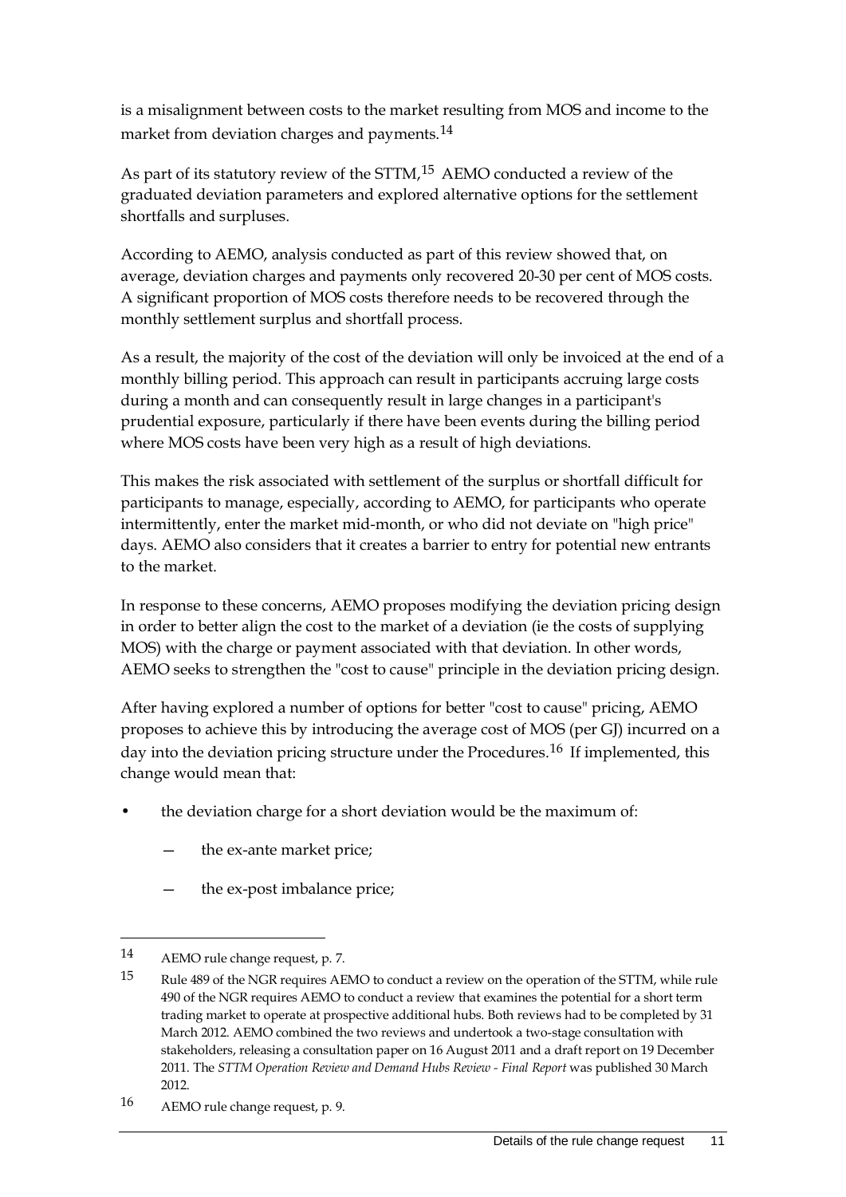is a misalignment between costs to the market resulting from MOS and income to the market from deviation charges and payments.[14]

As part of its statutory review of the STTM,[15] AEMO conducted a review of the graduated deviation parameters and explored alternative options for the settlement shortfalls and surpluses.

According to AEMO, analysis conducted as part of this review showed that, on average, deviation charges and payments only recovered 20-30 per cent of MOS costs. A significant proportion of MOS costs therefore needs to be recovered through the monthly settlement surplus and shortfall process.

As a result, the majority of the cost of the deviation will only be invoiced at the end of a monthly billing period. This approach can result in participants accruing large costs during a month and can consequently result in large changes in a participant's prudential exposure, particularly if there have been events during the billing period where MOS costs have been very high as a result of high deviations.

This makes the risk associated with settlement of the surplus or shortfall difficult for participants to manage, especially, according to AEMO, for participants who operate intermittently, enter the market mid-month, or who did not deviate on "high price" days. AEMO also considers that it creates a barrier to entry for potential new entrants to the market.

In response to these concerns, AEMO proposes modifying the deviation pricing design in order to better align the cost to the market of a deviation (ie the costs of supplying MOS) with the charge or payment associated with that deviation. In other words, AEMO seeks to strengthen the "cost to cause" principle in the deviation pricing design.

After having explored a number of options for better "cost to cause" pricing, AEMO proposes to achieve this by introducing the average cost of MOS (per GJ) incurred on a day into the deviation pricing structure under the Procedures.[16] If implemented, this change would mean that:

- the deviation charge for a short deviation would be the maximum of:
  - the ex-ante market price;
  - the ex-post imbalance price;

---

[14] AEMO rule change request, p. 7.

[15] Rule 489 of the NGR requires AEMO to conduct a review on the operation of the STTM, while rule 490 of the NGR requires AEMO to conduct a review that examines the potential for a short term trading market to operate at prospective additional hubs. Both reviews had to be completed by 31 March 2012. AEMO combined the two reviews and undertook a two-stage consultation with stakeholders, releasing a consultation paper on 16 August 2011 and a draft report on 19 December 2011. The *STTM Operation Review and Demand Hubs Review - Final Report* was published 30 March 2012.

[16] AEMO rule change request, p. 9.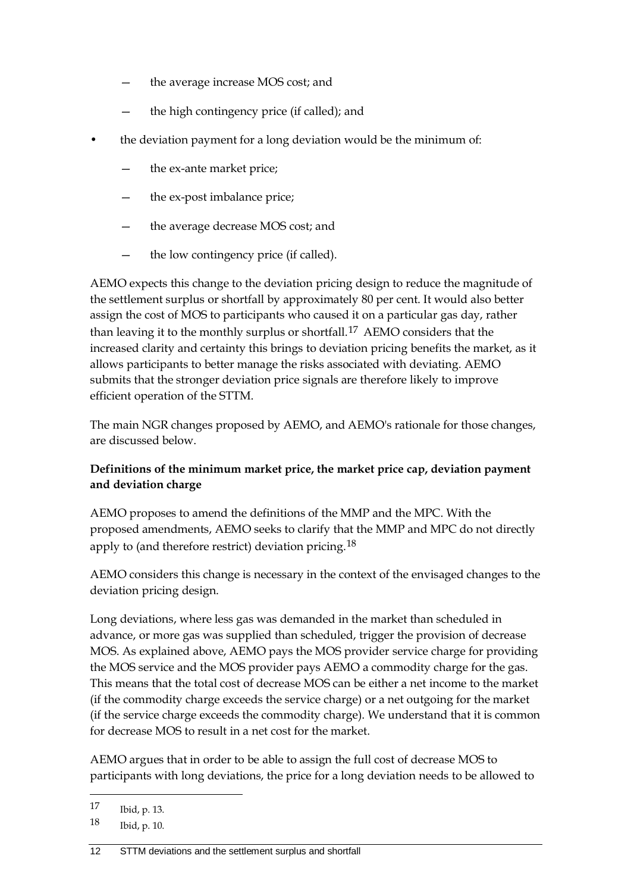- the average increase MOS cost; and
    - the high contingency price (if called); and
- the deviation payment for a long deviation would be the minimum of:
    - the ex-ante market price;
    - the ex-post imbalance price;
    - the average decrease MOS cost; and
    - the low contingency price (if called).

AEMO expects this change to the deviation pricing design to reduce the magnitude of the settlement surplus or shortfall by approximately 80 per cent. It would also better assign the cost of MOS to participants who caused it on a particular gas day, rather than leaving it to the monthly surplus or shortfall.[17] AEMO considers that the increased clarity and certainty this brings to deviation pricing benefits the market, as it allows participants to better manage the risks associated with deviating. AEMO submits that the stronger deviation price signals are therefore likely to improve efficient operation of the STTM.

The main NGR changes proposed by AEMO, and AEMO's rationale for those changes, are discussed below.

**Definitions of the minimum market price, the market price cap, deviation payment and deviation charge**

AEMO proposes to amend the definitions of the MMP and the MPC. With the proposed amendments, AEMO seeks to clarify that the MMP and MPC do not directly apply to (and therefore restrict) deviation pricing.[18]

AEMO considers this change is necessary in the context of the envisaged changes to the deviation pricing design.

Long deviations, where less gas was demanded in the market than scheduled in advance, or more gas was supplied than scheduled, trigger the provision of decrease MOS. As explained above, AEMO pays the MOS provider service charge for providing the MOS service and the MOS provider pays AEMO a commodity charge for the gas. This means that the total cost of decrease MOS can be either a net income to the market (if the commodity charge exceeds the service charge) or a net outgoing for the market (if the service charge exceeds the commodity charge). We understand that it is common for decrease MOS to result in a net cost for the market.

AEMO argues that in order to be able to assign the full cost of decrease MOS to participants with long deviations, the price for a long deviation needs to be allowed to

---

17 Ibid, p. 13.

18 Ibid, p. 10.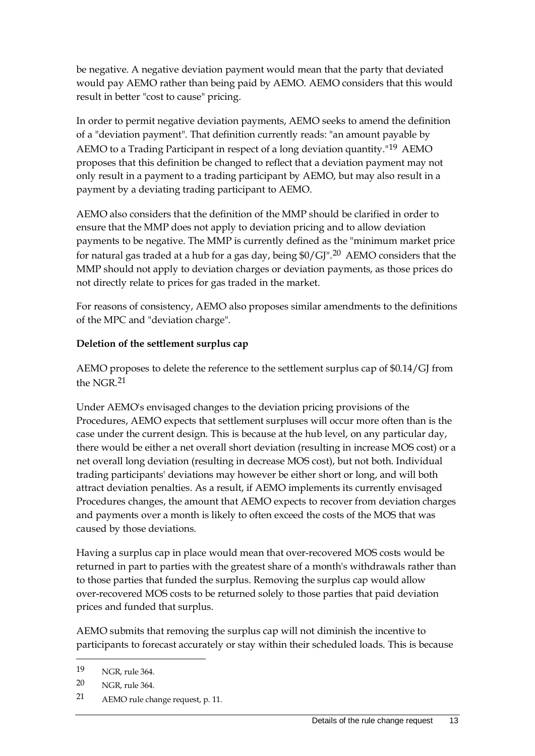be negative. A negative deviation payment would mean that the party that deviated would pay AEMO rather than being paid by AEMO. AEMO considers that this would result in better "cost to cause" pricing.

In order to permit negative deviation payments, AEMO seeks to amend the definition of a "deviation payment". That definition currently reads: "an amount payable by AEMO to a Trading Participant in respect of a long deviation quantity."[19] AEMO proposes that this definition be changed to reflect that a deviation payment may not only result in a payment to a trading participant by AEMO, but may also result in a payment by a deviating trading participant to AEMO.

AEMO also considers that the definition of the MMP should be clarified in order to ensure that the MMP does not apply to deviation pricing and to allow deviation payments to be negative. The MMP is currently defined as the "minimum market price for natural gas traded at a hub for a gas day, being \$0/GJ".[20] AEMO considers that the MMP should not apply to deviation charges or deviation payments, as those prices do not directly relate to prices for gas traded in the market.

For reasons of consistency, AEMO also proposes similar amendments to the definitions of the MPC and "deviation charge".

**Deletion of the settlement surplus cap**

AEMO proposes to delete the reference to the settlement surplus cap of \$0.14/GJ from the NGR.[21]

Under AEMO's envisaged changes to the deviation pricing provisions of the Procedures, AEMO expects that settlement surpluses will occur more often than is the case under the current design. This is because at the hub level, on any particular day, there would be either a net overall short deviation (resulting in increase MOS cost) or a net overall long deviation (resulting in decrease MOS cost), but not both. Individual trading participants' deviations may however be either short or long, and will both attract deviation penalties. As a result, if AEMO implements its currently envisaged Procedures changes, the amount that AEMO expects to recover from deviation charges and payments over a month is likely to often exceed the costs of the MOS that was caused by those deviations.

Having a surplus cap in place would mean that over-recovered MOS costs would be returned in part to parties with the greatest share of a month's withdrawals rather than to those parties that funded the surplus. Removing the surplus cap would allow over-recovered MOS costs to be returned solely to those parties that paid deviation prices and funded that surplus.

AEMO submits that removing the surplus cap will not diminish the incentive to participants to forecast accurately or stay within their scheduled loads. This is because

---

19 NGR, rule 364.

20 NGR, rule 364.

21 AEMO rule change request, p. 11.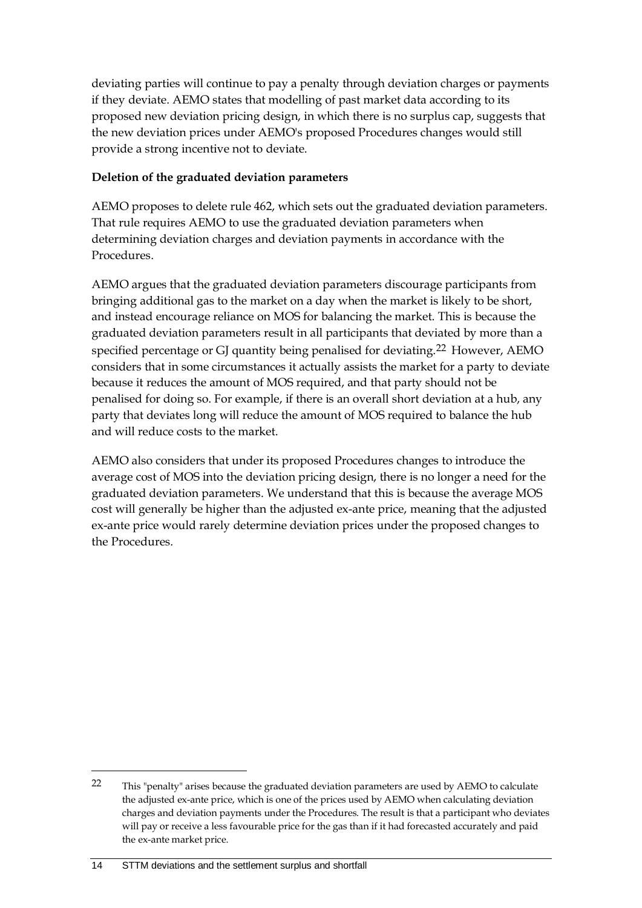deviating parties will continue to pay a penalty through deviation charges or payments if they deviate. AEMO states that modelling of past market data according to its proposed new deviation pricing design, in which there is no surplus cap, suggests that the new deviation prices under AEMO's proposed Procedures changes would still provide a strong incentive not to deviate.

**Deletion of the graduated deviation parameters**

AEMO proposes to delete rule 462, which sets out the graduated deviation parameters. That rule requires AEMO to use the graduated deviation parameters when determining deviation charges and deviation payments in accordance with the Procedures.

AEMO argues that the graduated deviation parameters discourage participants from bringing additional gas to the market on a day when the market is likely to be short, and instead encourage reliance on MOS for balancing the market. This is because the graduated deviation parameters result in all participants that deviated by more than a specified percentage or GJ quantity being penalised for deviating.[22] However, AEMO considers that in some circumstances it actually assists the market for a party to deviate because it reduces the amount of MOS required, and that party should not be penalised for doing so. For example, if there is an overall short deviation at a hub, any party that deviates long will reduce the amount of MOS required to balance the hub and will reduce costs to the market.

AEMO also considers that under its proposed Procedures changes to introduce the average cost of MOS into the deviation pricing design, there is no longer a need for the graduated deviation parameters. We understand that this is because the average MOS cost will generally be higher than the adjusted ex-ante price, meaning that the adjusted ex-ante price would rarely determine deviation prices under the proposed changes to the Procedures.

---

22 This "penalty" arises because the graduated deviation parameters are used by AEMO to calculate the adjusted ex-ante price, which is one of the prices used by AEMO when calculating deviation charges and deviation payments under the Procedures. The result is that a participant who deviates will pay or receive a less favourable price for the gas than if it had forecasted accurately and paid the ex-ante market price.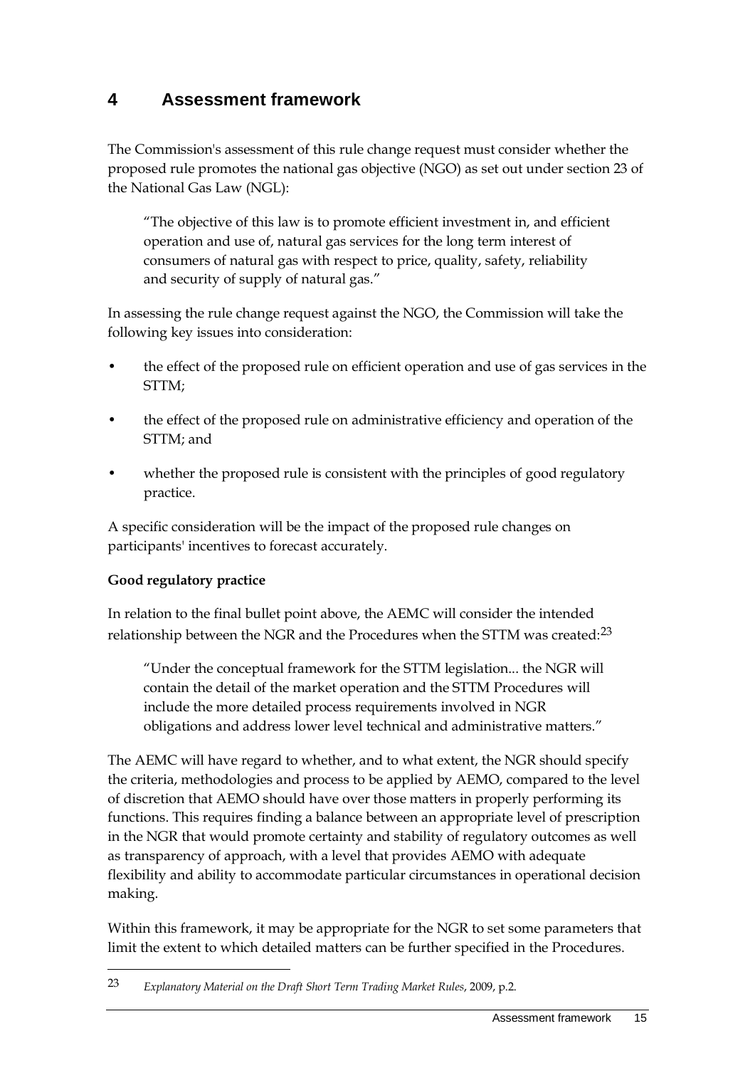# 4 Assessment framework

The Commission's assessment of this rule change request must consider whether the proposed rule promotes the national gas objective (NGO) as set out under section 23 of the National Gas Law (NGL):

> "The objective of this law is to promote efficient investment in, and efficient operation and use of, natural gas services for the long term interest of consumers of natural gas with respect to price, quality, safety, reliability and security of supply of natural gas."

In assessing the rule change request against the NGO, the Commission will take the following key issues into consideration:

- the effect of the proposed rule on efficient operation and use of gas services in the STTM;
- the effect of the proposed rule on administrative efficiency and operation of the STTM; and
- whether the proposed rule is consistent with the principles of good regulatory practice.

A specific consideration will be the impact of the proposed rule changes on participants' incentives to forecast accurately.

**Good regulatory practice**

In relation to the final bullet point above, the AEMC will consider the intended relationship between the NGR and the Procedures when the STTM was created:[23]

> "Under the conceptual framework for the STTM legislation... the NGR will contain the detail of the market operation and the STTM Procedures will include the more detailed process requirements involved in NGR obligations and address lower level technical and administrative matters."

The AEMC will have regard to whether, and to what extent, the NGR should specify the criteria, methodologies and process to be applied by AEMO, compared to the level of discretion that AEMO should have over those matters in properly performing its functions. This requires finding a balance between an appropriate level of prescription in the NGR that would promote certainty and stability of regulatory outcomes as well as transparency of approach, with a level that provides AEMO with adequate flexibility and ability to accommodate particular circumstances in operational decision making.

Within this framework, it may be appropriate for the NGR to set some parameters that limit the extent to which detailed matters can be further specified in the Procedures.

---

23 *Explanatory Material on the Draft Short Term Trading Market Rules*, 2009, p.2.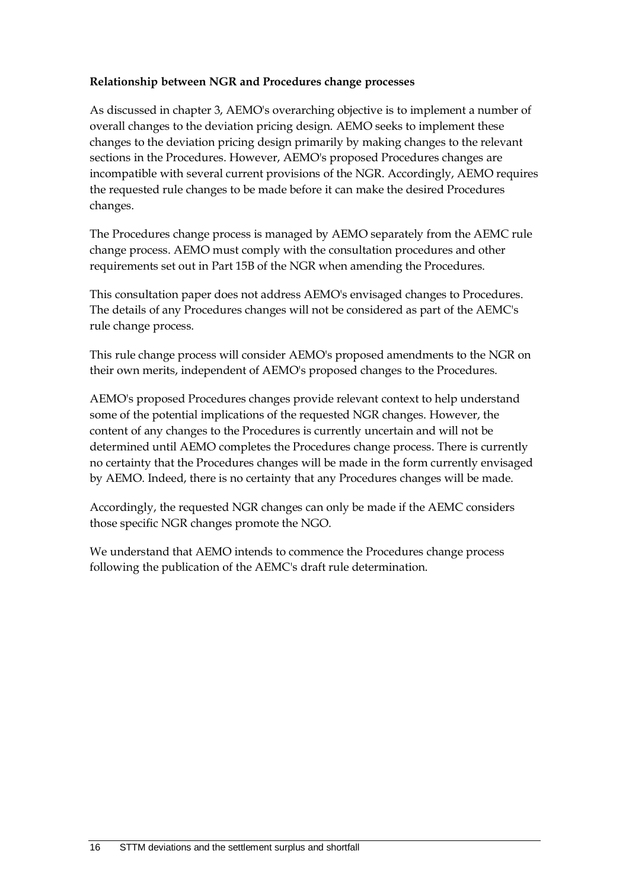**Relationship between NGR and Procedures change processes**

As discussed in chapter 3, AEMO's overarching objective is to implement a number of overall changes to the deviation pricing design. AEMO seeks to implement these changes to the deviation pricing design primarily by making changes to the relevant sections in the Procedures. However, AEMO's proposed Procedures changes are incompatible with several current provisions of the NGR. Accordingly, AEMO requires the requested rule changes to be made before it can make the desired Procedures changes.

The Procedures change process is managed by AEMO separately from the AEMC rule change process. AEMO must comply with the consultation procedures and other requirements set out in Part 15B of the NGR when amending the Procedures.

This consultation paper does not address AEMO's envisaged changes to Procedures. The details of any Procedures changes will not be considered as part of the AEMC's rule change process.

This rule change process will consider AEMO's proposed amendments to the NGR on their own merits, independent of AEMO's proposed changes to the Procedures.

AEMO's proposed Procedures changes provide relevant context to help understand some of the potential implications of the requested NGR changes. However, the content of any changes to the Procedures is currently uncertain and will not be determined until AEMO completes the Procedures change process. There is currently no certainty that the Procedures changes will be made in the form currently envisaged by AEMO. Indeed, there is no certainty that any Procedures changes will be made.

Accordingly, the requested NGR changes can only be made if the AEMC considers those specific NGR changes promote the NGO.

We understand that AEMO intends to commence the Procedures change process following the publication of the AEMC's draft rule determination.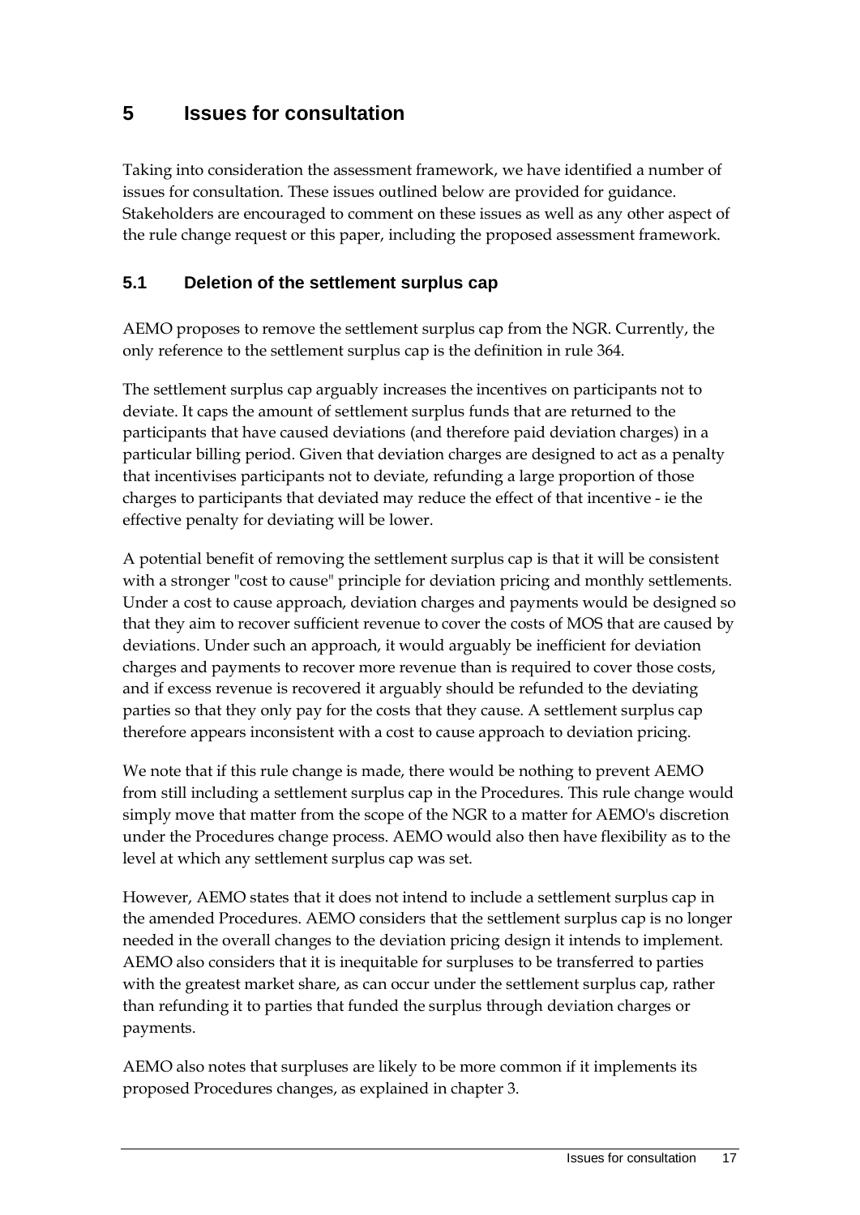# 5 Issues for consultation

Taking into consideration the assessment framework, we have identified a number of issues for consultation. These issues outlined below are provided for guidance. Stakeholders are encouraged to comment on these issues as well as any other aspect of the rule change request or this paper, including the proposed assessment framework.

## 5.1 Deletion of the settlement surplus cap

AEMO proposes to remove the settlement surplus cap from the NGR. Currently, the only reference to the settlement surplus cap is the definition in rule 364.

The settlement surplus cap arguably increases the incentives on participants not to deviate. It caps the amount of settlement surplus funds that are returned to the participants that have caused deviations (and therefore paid deviation charges) in a particular billing period. Given that deviation charges are designed to act as a penalty that incentivises participants not to deviate, refunding a large proportion of those charges to participants that deviated may reduce the effect of that incentive - ie the effective penalty for deviating will be lower.

A potential benefit of removing the settlement surplus cap is that it will be consistent with a stronger "cost to cause" principle for deviation pricing and monthly settlements. Under a cost to cause approach, deviation charges and payments would be designed so that they aim to recover sufficient revenue to cover the costs of MOS that are caused by deviations. Under such an approach, it would arguably be inefficient for deviation charges and payments to recover more revenue than is required to cover those costs, and if excess revenue is recovered it arguably should be refunded to the deviating parties so that they only pay for the costs that they cause. A settlement surplus cap therefore appears inconsistent with a cost to cause approach to deviation pricing.

We note that if this rule change is made, there would be nothing to prevent AEMO from still including a settlement surplus cap in the Procedures. This rule change would simply move that matter from the scope of the NGR to a matter for AEMO's discretion under the Procedures change process. AEMO would also then have flexibility as to the level at which any settlement surplus cap was set.

However, AEMO states that it does not intend to include a settlement surplus cap in the amended Procedures. AEMO considers that the settlement surplus cap is no longer needed in the overall changes to the deviation pricing design it intends to implement. AEMO also considers that it is inequitable for surpluses to be transferred to parties with the greatest market share, as can occur under the settlement surplus cap, rather than refunding it to parties that funded the surplus through deviation charges or payments.

AEMO also notes that surpluses are likely to be more common if it implements its proposed Procedures changes, as explained in chapter 3.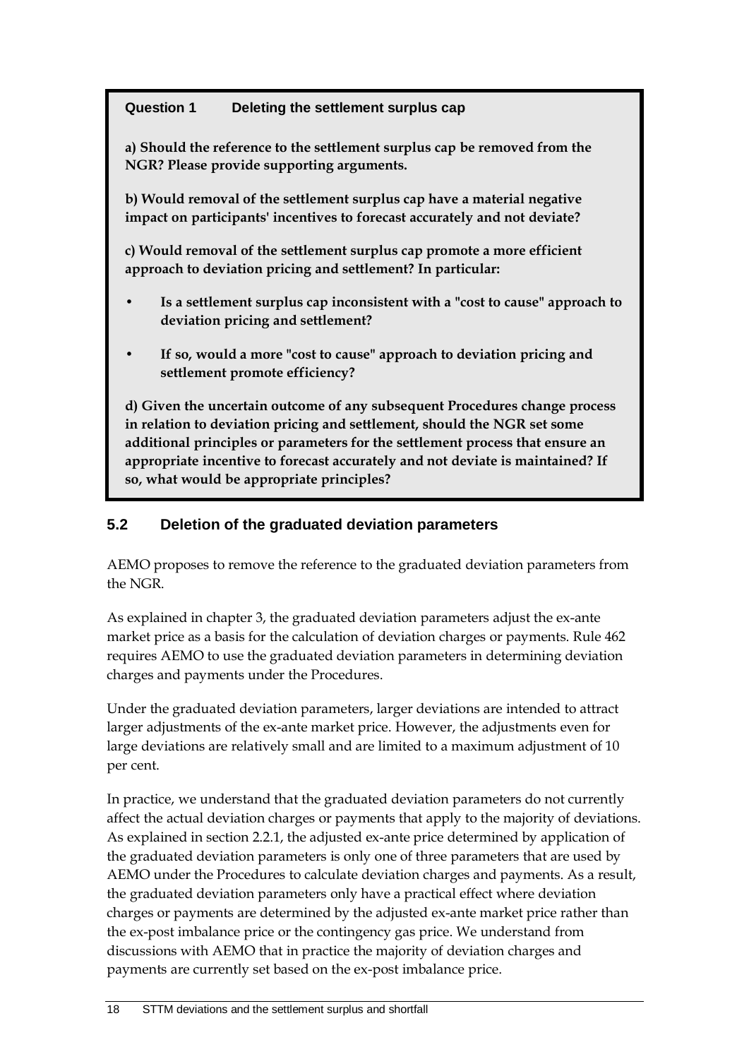**Question 1 Deleting the settlement surplus cap**

**a) Should the reference to the settlement surplus cap be removed from the NGR? Please provide supporting arguments.**

**b) Would removal of the settlement surplus cap have a material negative impact on participants' incentives to forecast accurately and not deviate?**

**c) Would removal of the settlement surplus cap promote a more efficient approach to deviation pricing and settlement? In particular:**

- **Is a settlement surplus cap inconsistent with a "cost to cause" approach to deviation pricing and settlement?**
- **If so, would a more "cost to cause" approach to deviation pricing and settlement promote efficiency?**

**d) Given the uncertain outcome of any subsequent Procedures change process in relation to deviation pricing and settlement, should the NGR set some additional principles or parameters for the settlement process that ensure an appropriate incentive to forecast accurately and not deviate is maintained? If so, what would be appropriate principles?**

## 5.2 Deletion of the graduated deviation parameters

AEMO proposes to remove the reference to the graduated deviation parameters from the NGR.

As explained in chapter 3, the graduated deviation parameters adjust the ex-ante market price as a basis for the calculation of deviation charges or payments. Rule 462 requires AEMO to use the graduated deviation parameters in determining deviation charges and payments under the Procedures.

Under the graduated deviation parameters, larger deviations are intended to attract larger adjustments of the ex-ante market price. However, the adjustments even for large deviations are relatively small and are limited to a maximum adjustment of 10 per cent.

In practice, we understand that the graduated deviation parameters do not currently affect the actual deviation charges or payments that apply to the majority of deviations. As explained in section 2.2.1, the adjusted ex-ante price determined by application of the graduated deviation parameters is only one of three parameters that are used by AEMO under the Procedures to calculate deviation charges and payments. As a result, the graduated deviation parameters only have a practical effect where deviation charges or payments are determined by the adjusted ex-ante market price rather than the ex-post imbalance price or the contingency gas price. We understand from discussions with AEMO that in practice the majority of deviation charges and payments are currently set based on the ex-post imbalance price.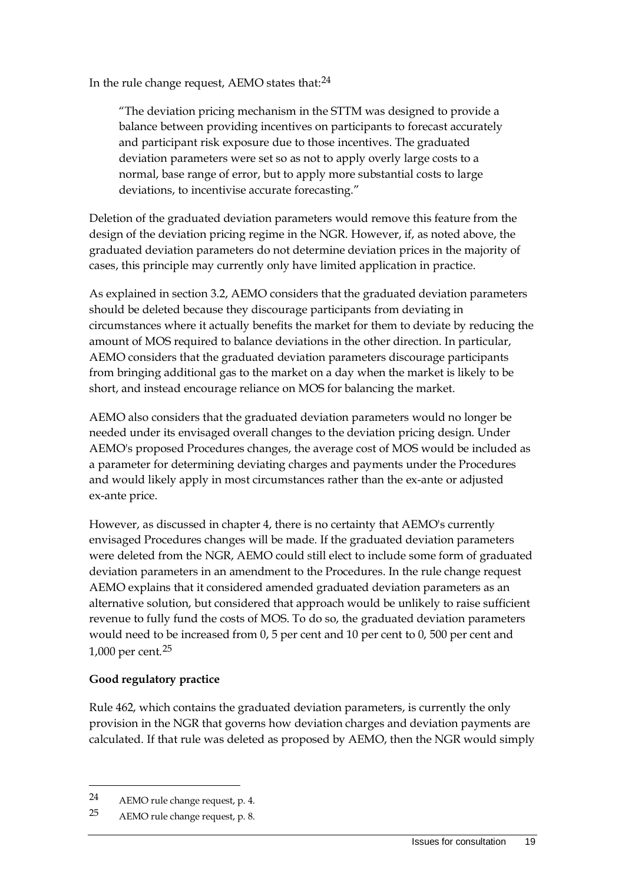In the rule change request, AEMO states that:[24]

> "The deviation pricing mechanism in the STTM was designed to provide a balance between providing incentives on participants to forecast accurately and participant risk exposure due to those incentives. The graduated deviation parameters were set so as not to apply overly large costs to a normal, base range of error, but to apply more substantial costs to large deviations, to incentivise accurate forecasting."

Deletion of the graduated deviation parameters would remove this feature from the design of the deviation pricing regime in the NGR. However, if, as noted above, the graduated deviation parameters do not determine deviation prices in the majority of cases, this principle may currently only have limited application in practice.

As explained in section 3.2, AEMO considers that the graduated deviation parameters should be deleted because they discourage participants from deviating in circumstances where it actually benefits the market for them to deviate by reducing the amount of MOS required to balance deviations in the other direction. In particular, AEMO considers that the graduated deviation parameters discourage participants from bringing additional gas to the market on a day when the market is likely to be short, and instead encourage reliance on MOS for balancing the market.

AEMO also considers that the graduated deviation parameters would no longer be needed under its envisaged overall changes to the deviation pricing design. Under AEMO's proposed Procedures changes, the average cost of MOS would be included as a parameter for determining deviating charges and payments under the Procedures and would likely apply in most circumstances rather than the ex-ante or adjusted ex-ante price.

However, as discussed in chapter 4, there is no certainty that AEMO's currently envisaged Procedures changes will be made. If the graduated deviation parameters were deleted from the NGR, AEMO could still elect to include some form of graduated deviation parameters in an amendment to the Procedures. In the rule change request AEMO explains that it considered amended graduated deviation parameters as an alternative solution, but considered that approach would be unlikely to raise sufficient revenue to fully fund the costs of MOS. To do so, the graduated deviation parameters would need to be increased from 0, 5 per cent and 10 per cent to 0, 500 per cent and 1,000 per cent.[25]

**Good regulatory practice**

Rule 462, which contains the graduated deviation parameters, is currently the only provision in the NGR that governs how deviation charges and deviation payments are calculated. If that rule was deleted as proposed by AEMO, then the NGR would simply

---

[24] AEMO rule change request, p. 4.

[25] AEMO rule change request, p. 8.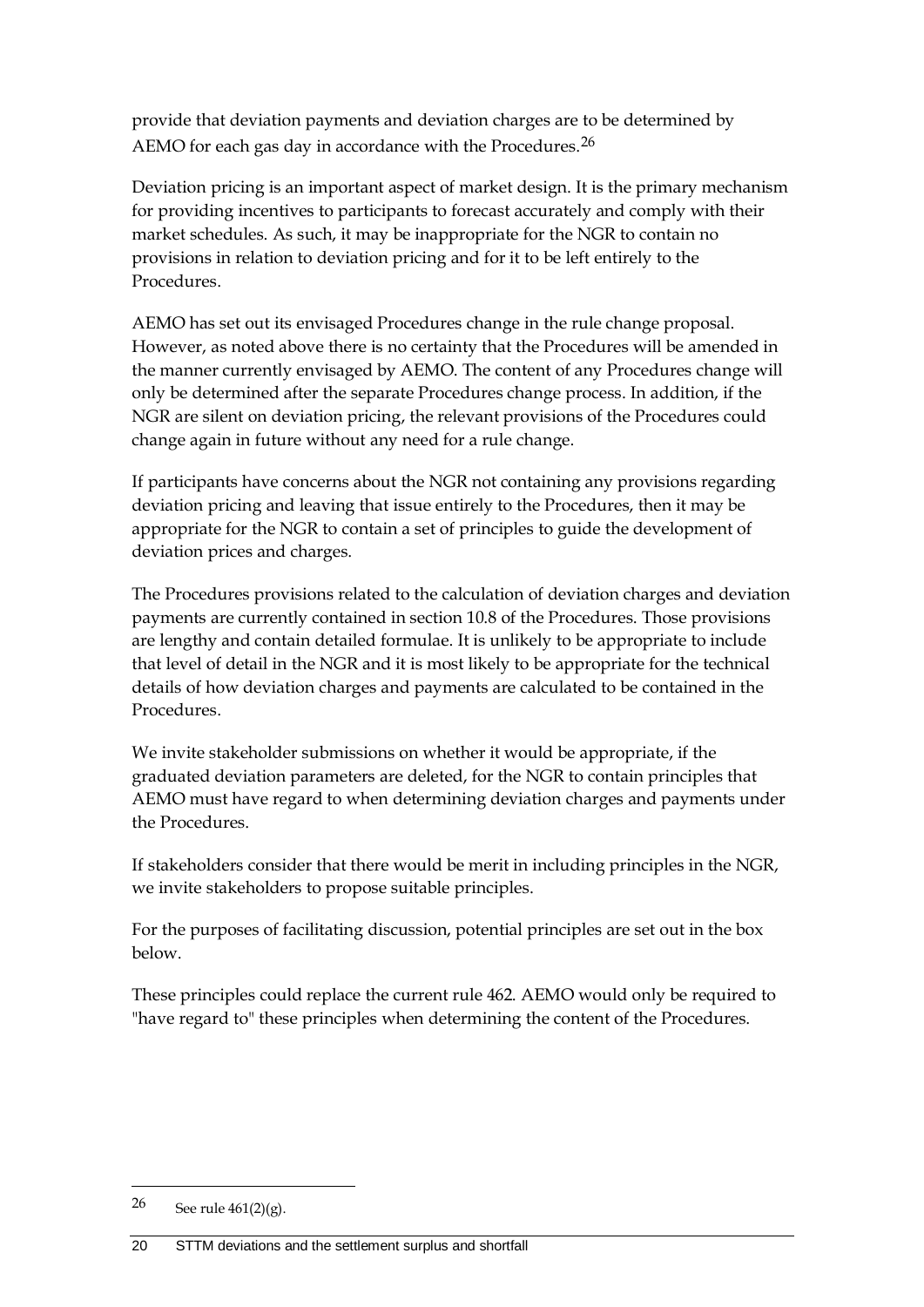provide that deviation payments and deviation charges are to be determined by AEMO for each gas day in accordance with the Procedures.[26]

Deviation pricing is an important aspect of market design. It is the primary mechanism for providing incentives to participants to forecast accurately and comply with their market schedules. As such, it may be inappropriate for the NGR to contain no provisions in relation to deviation pricing and for it to be left entirely to the Procedures.

AEMO has set out its envisaged Procedures change in the rule change proposal. However, as noted above there is no certainty that the Procedures will be amended in the manner currently envisaged by AEMO. The content of any Procedures change will only be determined after the separate Procedures change process. In addition, if the NGR are silent on deviation pricing, the relevant provisions of the Procedures could change again in future without any need for a rule change.

If participants have concerns about the NGR not containing any provisions regarding deviation pricing and leaving that issue entirely to the Procedures, then it may be appropriate for the NGR to contain a set of principles to guide the development of deviation prices and charges.

The Procedures provisions related to the calculation of deviation charges and deviation payments are currently contained in section 10.8 of the Procedures. Those provisions are lengthy and contain detailed formulae. It is unlikely to be appropriate to include that level of detail in the NGR and it is most likely to be appropriate for the technical details of how deviation charges and payments are calculated to be contained in the Procedures.

We invite stakeholder submissions on whether it would be appropriate, if the graduated deviation parameters are deleted, for the NGR to contain principles that AEMO must have regard to when determining deviation charges and payments under the Procedures.

If stakeholders consider that there would be merit in including principles in the NGR, we invite stakeholders to propose suitable principles.

For the purposes of facilitating discussion, potential principles are set out in the box below.

These principles could replace the current rule 462. AEMO would only be required to "have regard to" these principles when determining the content of the Procedures.

---

26 See rule 461(2)(g).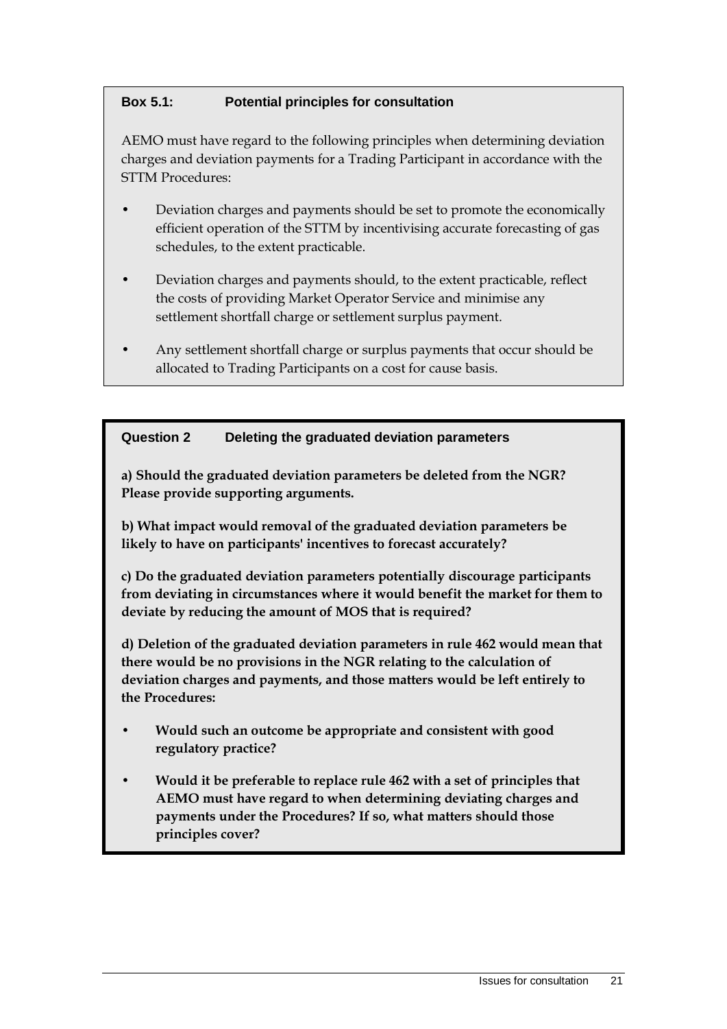**Box 5.1: Potential principles for consultation**

AEMO must have regard to the following principles when determining deviation charges and deviation payments for a Trading Participant in accordance with the STTM Procedures:

- Deviation charges and payments should be set to promote the economically efficient operation of the STTM by incentivising accurate forecasting of gas schedules, to the extent practicable.
- Deviation charges and payments should, to the extent practicable, reflect the costs of providing Market Operator Service and minimise any settlement shortfall charge or settlement surplus payment.
- Any settlement shortfall charge or surplus payments that occur should be allocated to Trading Participants on a cost for cause basis.

**Question 2 Deleting the graduated deviation parameters**

**a) Should the graduated deviation parameters be deleted from the NGR? Please provide supporting arguments.**

**b) What impact would removal of the graduated deviation parameters be likely to have on participants' incentives to forecast accurately?**

**c) Do the graduated deviation parameters potentially discourage participants from deviating in circumstances where it would benefit the market for them to deviate by reducing the amount of MOS that is required?**

**d) Deletion of the graduated deviation parameters in rule 462 would mean that there would be no provisions in the NGR relating to the calculation of deviation charges and payments, and those matters would be left entirely to the Procedures:**

- **Would such an outcome be appropriate and consistent with good regulatory practice?**
- **Would it be preferable to replace rule 462 with a set of principles that AEMO must have regard to when determining deviating charges and payments under the Procedures? If so, what matters should those principles cover?**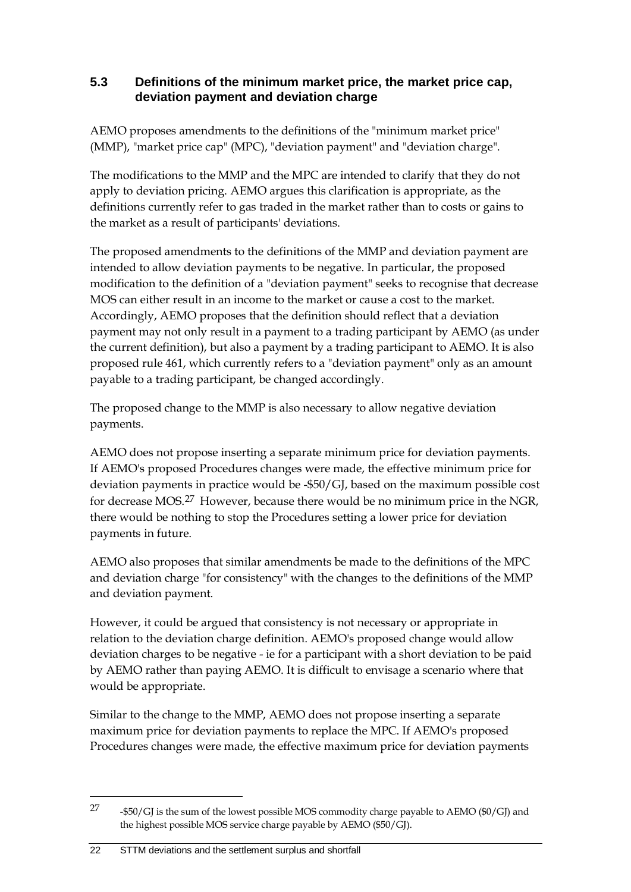### 5.3 Definitions of the minimum market price, the market price cap, deviation payment and deviation charge

AEMO proposes amendments to the definitions of the "minimum market price" (MMP), "market price cap" (MPC), "deviation payment" and "deviation charge".

The modifications to the MMP and the MPC are intended to clarify that they do not apply to deviation pricing. AEMO argues this clarification is appropriate, as the definitions currently refer to gas traded in the market rather than to costs or gains to the market as a result of participants' deviations.

The proposed amendments to the definitions of the MMP and deviation payment are intended to allow deviation payments to be negative. In particular, the proposed modification to the definition of a "deviation payment" seeks to recognise that decrease MOS can either result in an income to the market or cause a cost to the market. Accordingly, AEMO proposes that the definition should reflect that a deviation payment may not only result in a payment to a trading participant by AEMO (as under the current definition), but also a payment by a trading participant to AEMO. It is also proposed rule 461, which currently refers to a "deviation payment" only as an amount payable to a trading participant, be changed accordingly.

The proposed change to the MMP is also necessary to allow negative deviation payments.

AEMO does not propose inserting a separate minimum price for deviation payments. If AEMO's proposed Procedures changes were made, the effective minimum price for deviation payments in practice would be -$50/GJ, based on the maximum possible cost for decrease MOS.[27] However, because there would be no minimum price in the NGR, there would be nothing to stop the Procedures setting a lower price for deviation payments in future.

AEMO also proposes that similar amendments be made to the definitions of the MPC and deviation charge "for consistency" with the changes to the definitions of the MMP and deviation payment.

However, it could be argued that consistency is not necessary or appropriate in relation to the deviation charge definition. AEMO's proposed change would allow deviation charges to be negative - ie for a participant with a short deviation to be paid by AEMO rather than paying AEMO. It is difficult to envisage a scenario where that would be appropriate.

Similar to the change to the MMP, AEMO does not propose inserting a separate maximum price for deviation payments to replace the MPC. If AEMO's proposed Procedures changes were made, the effective maximum price for deviation payments

---

[27] -$50/GJ is the sum of the lowest possible MOS commodity charge payable to AEMO ($0/GJ) and the highest possible MOS service charge payable by AEMO ($50/GJ).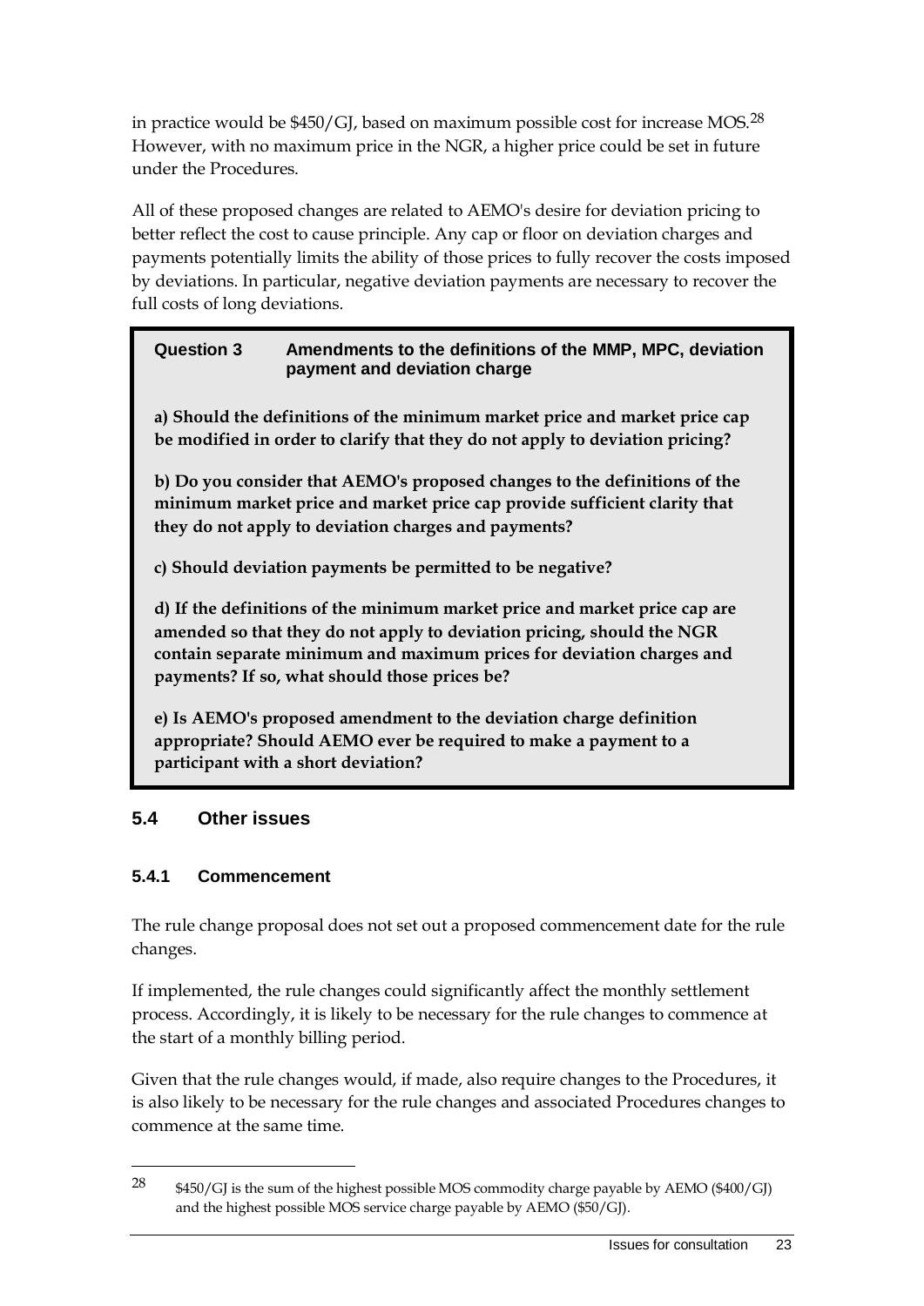in practice would be $450/GJ, based on maximum possible cost for increase MOS.[28] However, with no maximum price in the NGR, a higher price could be set in future under the Procedures.

All of these proposed changes are related to AEMO's desire for deviation pricing to better reflect the cost to cause principle. Any cap or floor on deviation charges and payments potentially limits the ability of those prices to fully recover the costs imposed by deviations. In particular, negative deviation payments are necessary to recover the full costs of long deviations.

> **Question 3 Amendments to the definitions of the MMP, MPC, deviation payment and deviation charge**
>
> **a) Should the definitions of the minimum market price and market price cap be modified in order to clarify that they do not apply to deviation pricing?**
>
> **b) Do you consider that AEMO's proposed changes to the definitions of the minimum market price and market price cap provide sufficient clarity that they do not apply to deviation charges and payments?**
>
> **c) Should deviation payments be permitted to be negative?**
>
> **d) If the definitions of the minimum market price and market price cap are amended so that they do not apply to deviation pricing, should the NGR contain separate minimum and maximum prices for deviation charges and payments? If so, what should those prices be?**
>
> **e) Is AEMO's proposed amendment to the deviation charge definition appropriate? Should AEMO ever be required to make a payment to a participant with a short deviation?**

## 5.4 Other issues

### 5.4.1 Commencement

The rule change proposal does not set out a proposed commencement date for the rule changes.

If implemented, the rule changes could significantly affect the monthly settlement process. Accordingly, it is likely to be necessary for the rule changes to commence at the start of a monthly billing period.

Given that the rule changes would, if made, also require changes to the Procedures, it is also likely to be necessary for the rule changes and associated Procedures changes to commence at the same time.

---

[28] $450/GJ is the sum of the highest possible MOS commodity charge payable by AEMO ($400/GJ) and the highest possible MOS service charge payable by AEMO ($50/GJ).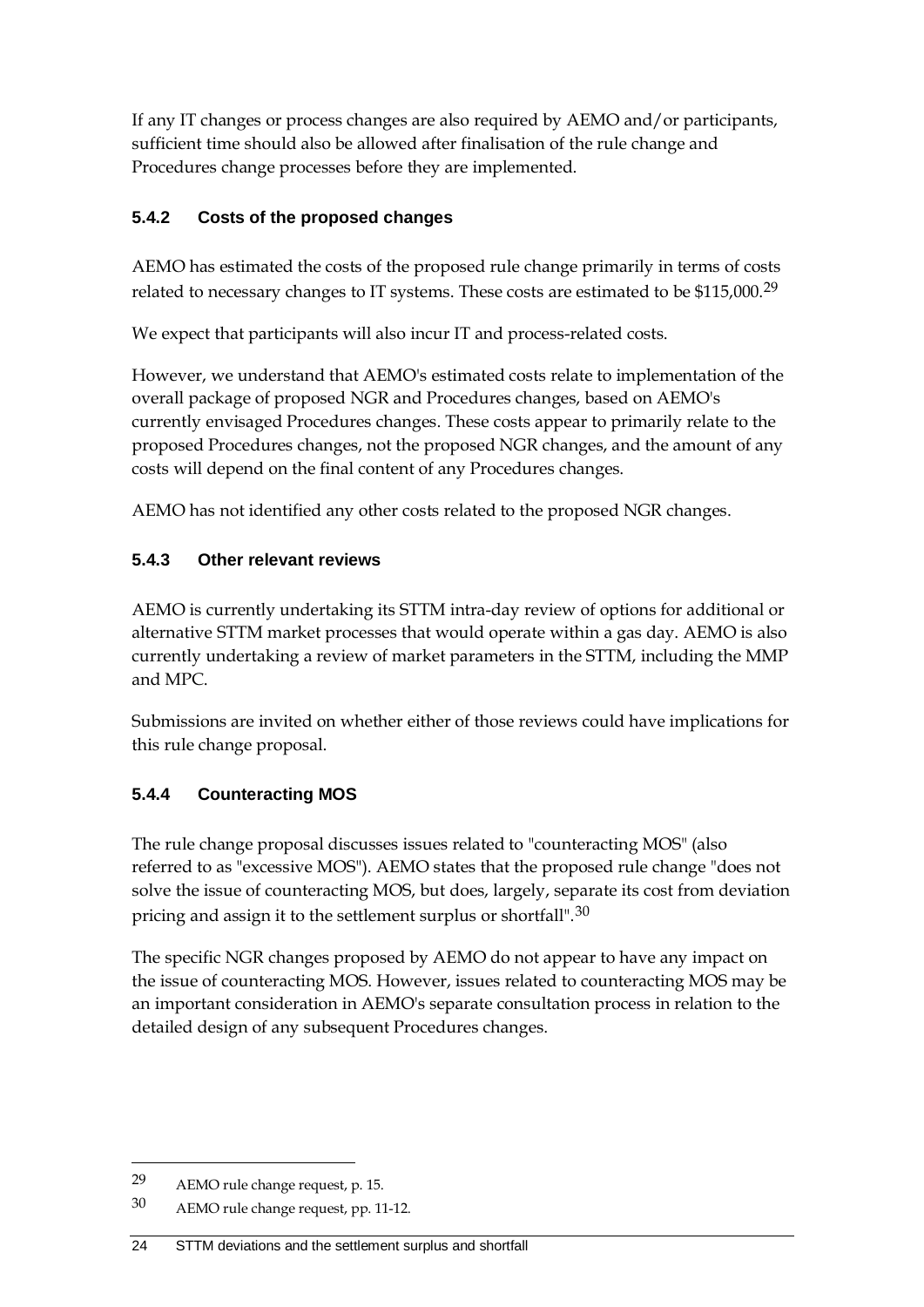If any IT changes or process changes are also required by AEMO and/or participants, sufficient time should also be allowed after finalisation of the rule change and Procedures change processes before they are implemented.

### 5.4.2 Costs of the proposed changes

AEMO has estimated the costs of the proposed rule change primarily in terms of costs related to necessary changes to IT systems. These costs are estimated to be $115,000.[29]

We expect that participants will also incur IT and process-related costs.

However, we understand that AEMO's estimated costs relate to implementation of the overall package of proposed NGR and Procedures changes, based on AEMO's currently envisaged Procedures changes. These costs appear to primarily relate to the proposed Procedures changes, not the proposed NGR changes, and the amount of any costs will depend on the final content of any Procedures changes.

AEMO has not identified any other costs related to the proposed NGR changes.

### 5.4.3 Other relevant reviews

AEMO is currently undertaking its STTM intra-day review of options for additional or alternative STTM market processes that would operate within a gas day. AEMO is also currently undertaking a review of market parameters in the STTM, including the MMP and MPC.

Submissions are invited on whether either of those reviews could have implications for this rule change proposal.

### 5.4.4 Counteracting MOS

The rule change proposal discusses issues related to "counteracting MOS" (also referred to as "excessive MOS"). AEMO states that the proposed rule change "does not solve the issue of counteracting MOS, but does, largely, separate its cost from deviation pricing and assign it to the settlement surplus or shortfall".[30]

The specific NGR changes proposed by AEMO do not appear to have any impact on the issue of counteracting MOS. However, issues related to counteracting MOS may be an important consideration in AEMO's separate consultation process in relation to the detailed design of any subsequent Procedures changes.

---

29 AEMO rule change request, p. 15.

30 AEMO rule change request, pp. 11-12.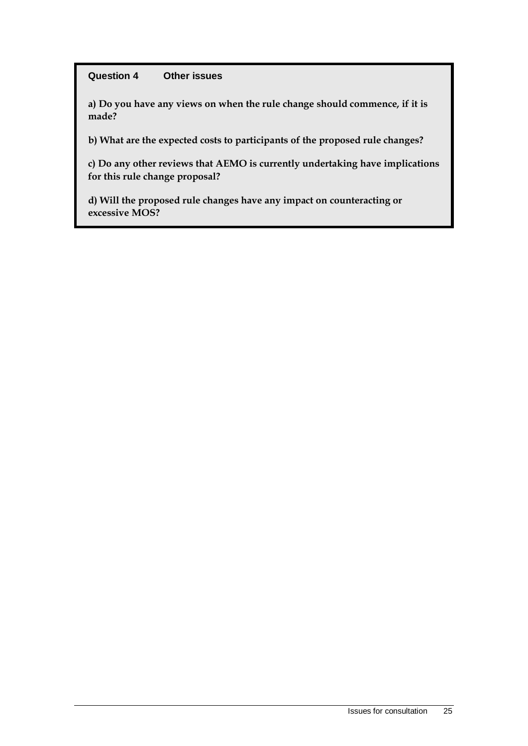**Question 4 Other issues**

**a) Do you have any views on when the rule change should commence, if it is made?**

**b) What are the expected costs to participants of the proposed rule changes?**

**c) Do any other reviews that AEMO is currently undertaking have implications for this rule change proposal?**

**d) Will the proposed rule changes have any impact on counteracting or excessive MOS?**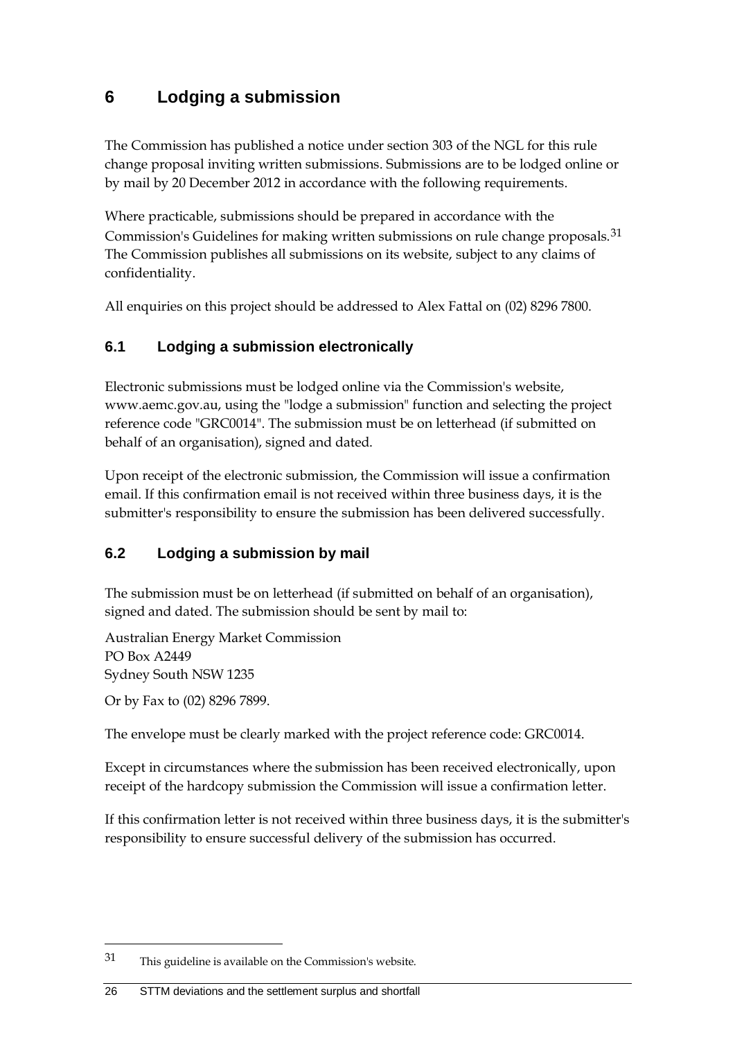# 6 Lodging a submission

The Commission has published a notice under section 303 of the NGL for this rule change proposal inviting written submissions. Submissions are to be lodged online or by mail by 20 December 2012 in accordance with the following requirements.

Where practicable, submissions should be prepared in accordance with the Commission's Guidelines for making written submissions on rule change proposals.[31] The Commission publishes all submissions on its website, subject to any claims of confidentiality.

All enquiries on this project should be addressed to Alex Fattal on (02) 8296 7800.

## 6.1 Lodging a submission electronically

Electronic submissions must be lodged online via the Commission's website, www.aemc.gov.au, using the "lodge a submission" function and selecting the project reference code "GRC0014". The submission must be on letterhead (if submitted on behalf of an organisation), signed and dated.

Upon receipt of the electronic submission, the Commission will issue a confirmation email. If this confirmation email is not received within three business days, it is the submitter's responsibility to ensure the submission has been delivered successfully.

## 6.2 Lodging a submission by mail

The submission must be on letterhead (if submitted on behalf of an organisation), signed and dated. The submission should be sent by mail to:

Australian Energy Market Commission
PO Box A2449
Sydney South NSW 1235

Or by Fax to (02) 8296 7899.

The envelope must be clearly marked with the project reference code: GRC0014.

Except in circumstances where the submission has been received electronically, upon receipt of the hardcopy submission the Commission will issue a confirmation letter.

If this confirmation letter is not received within three business days, it is the submitter's responsibility to ensure successful delivery of the submission has occurred.

---

31 This guideline is available on the Commission's website.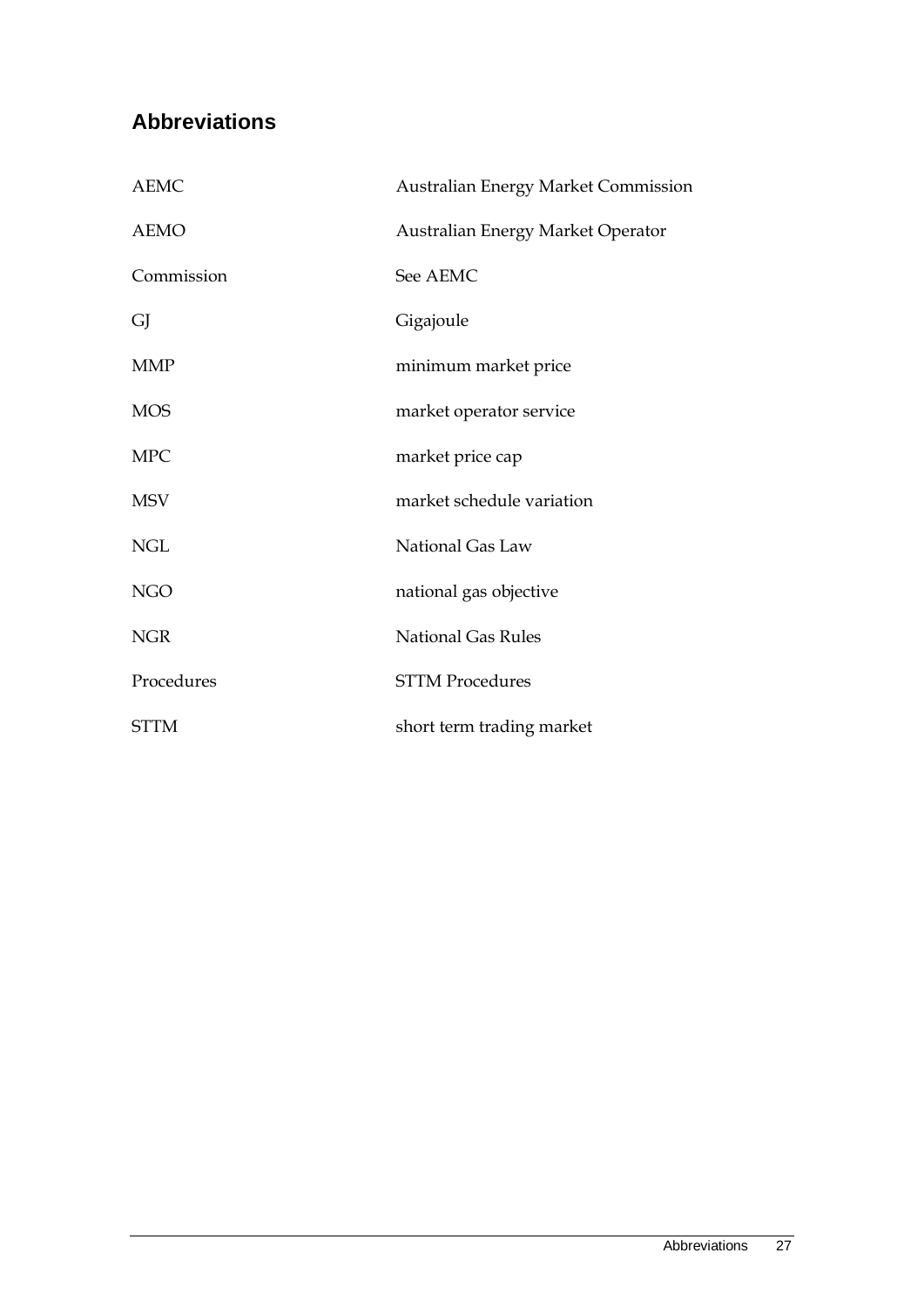## Abbreviations

| | |
|---|---|
| AEMC | Australian Energy Market Commission |
| AEMO | Australian Energy Market Operator |
| Commission | See AEMC |
| GJ | Gigajoule |
| MMP | minimum market price |
| MOS | market operator service |
| MPC | market price cap |
| MSV | market schedule variation |
| NGL | National Gas Law |
| NGO | national gas objective |
| NGR | National Gas Rules |
| Procedures | STTM Procedures |
| STTM | short term trading market |